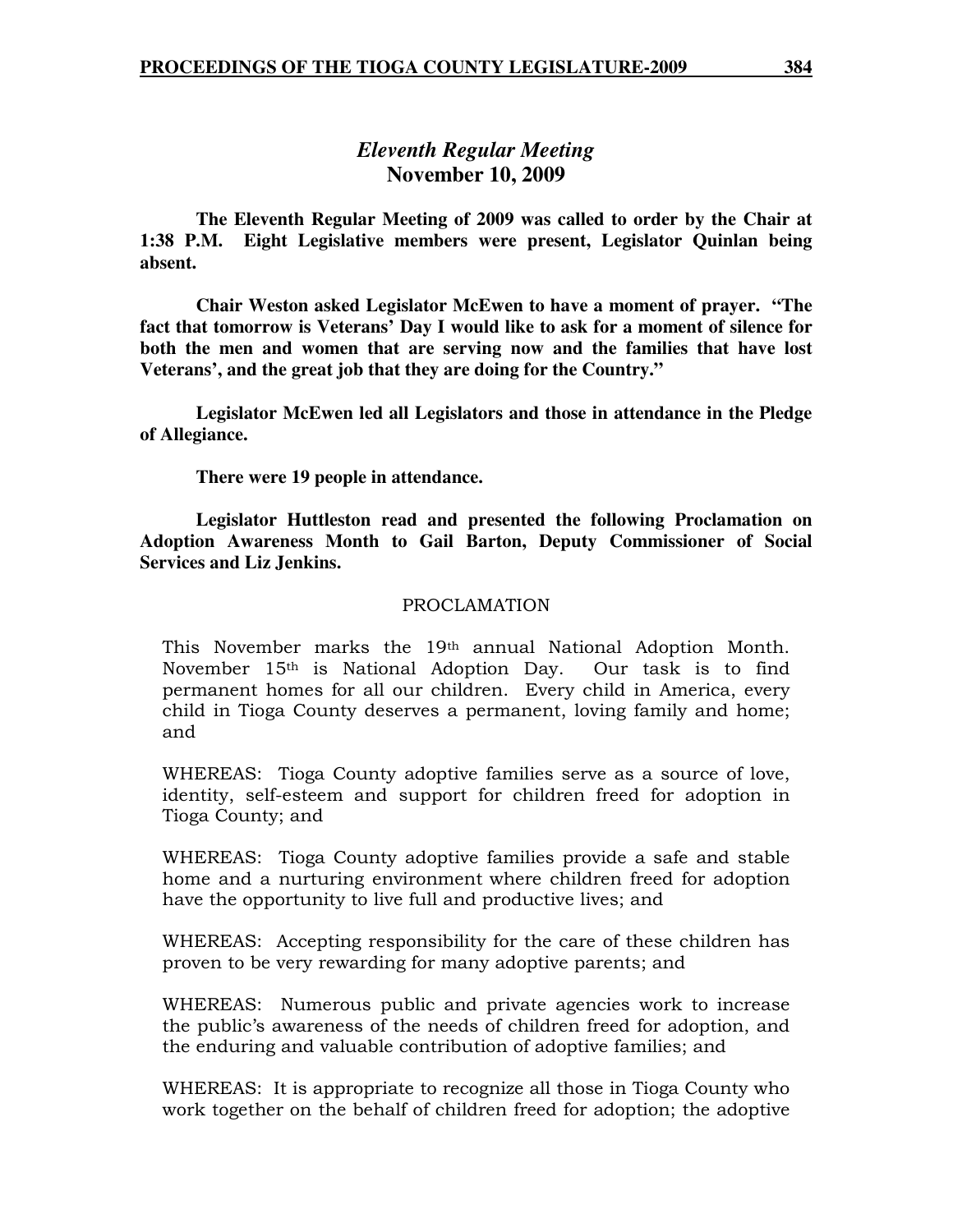## *Eleventh Regular Meeting*
## November 10, 2009

**The Eleventh Regular Meeting of 2009 was called to order by the Chair at 1:38 P.M. Eight Legislative members were present, Legislator Quinlan being absent.**

**Chair Weston asked Legislator McEwen to have a moment of prayer. "The fact that tomorrow is Veterans' Day I would like to ask for a moment of silence for both the men and women that are serving now and the families that have lost Veterans', and the great job that they are doing for the Country."**

**Legislator McEwen led all Legislators and those in attendance in the Pledge of Allegiance.**

**There were 19 people in attendance.**

**Legislator Huttleston read and presented the following Proclamation on Adoption Awareness Month to Gail Barton, Deputy Commissioner of Social Services and Liz Jenkins.**

PROCLAMATION

This November marks the 19th annual National Adoption Month. November 15th is National Adoption Day. Our task is to find permanent homes for all our children. Every child in America, every child in Tioga County deserves a permanent, loving family and home; and

WHEREAS: Tioga County adoptive families serve as a source of love, identity, self-esteem and support for children freed for adoption in Tioga County; and

WHEREAS: Tioga County adoptive families provide a safe and stable home and a nurturing environment where children freed for adoption have the opportunity to live full and productive lives; and

WHEREAS: Accepting responsibility for the care of these children has proven to be very rewarding for many adoptive parents; and

WHEREAS: Numerous public and private agencies work to increase the public's awareness of the needs of children freed for adoption, and the enduring and valuable contribution of adoptive families; and

WHEREAS: It is appropriate to recognize all those in Tioga County who work together on the behalf of children freed for adoption; the adoptive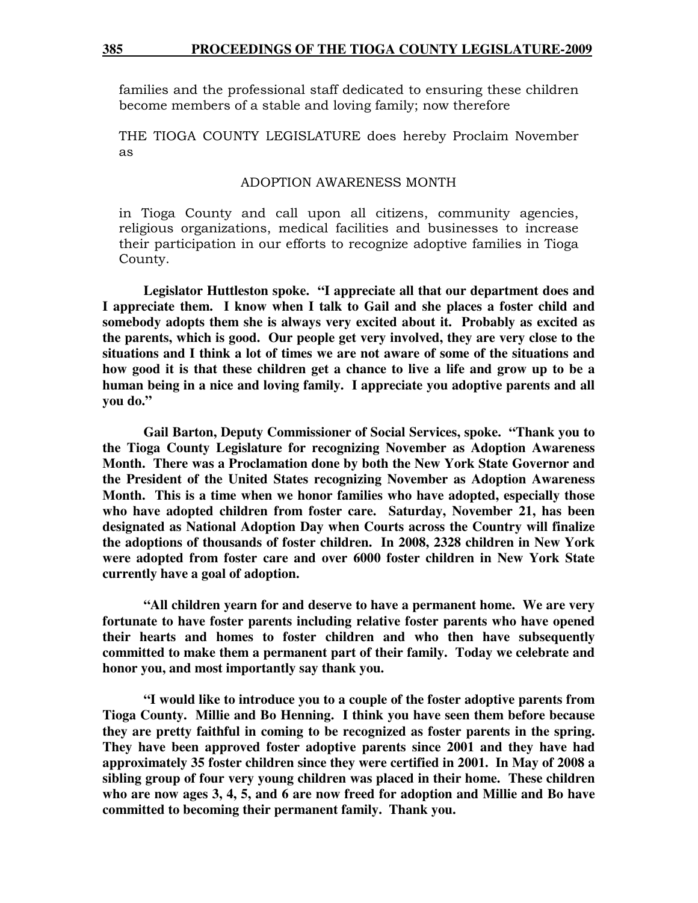families and the professional staff dedicated to ensuring these children become members of a stable and loving family; now therefore

THE TIOGA COUNTY LEGISLATURE does hereby Proclaim November as

ADOPTION AWARENESS MONTH

in Tioga County and call upon all citizens, community agencies, religious organizations, medical facilities and businesses to increase their participation in our efforts to recognize adoptive families in Tioga County.

**Legislator Huttleston spoke. "I appreciate all that our department does and I appreciate them. I know when I talk to Gail and she places a foster child and somebody adopts them she is always very excited about it. Probably as excited as the parents, which is good. Our people get very involved, they are very close to the situations and I think a lot of times we are not aware of some of the situations and how good it is that these children get a chance to live a life and grow up to be a human being in a nice and loving family. I appreciate you adoptive parents and all you do."**

**Gail Barton, Deputy Commissioner of Social Services, spoke. "Thank you to the Tioga County Legislature for recognizing November as Adoption Awareness Month. There was a Proclamation done by both the New York State Governor and the President of the United States recognizing November as Adoption Awareness Month. This is a time when we honor families who have adopted, especially those who have adopted children from foster care. Saturday, November 21, has been designated as National Adoption Day when Courts across the Country will finalize the adoptions of thousands of foster children. In 2008, 2328 children in New York were adopted from foster care and over 6000 foster children in New York State currently have a goal of adoption.**

**"All children yearn for and deserve to have a permanent home. We are very fortunate to have foster parents including relative foster parents who have opened their hearts and homes to foster children and who then have subsequently committed to make them a permanent part of their family. Today we celebrate and honor you, and most importantly say thank you.**

**"I would like to introduce you to a couple of the foster adoptive parents from Tioga County. Millie and Bo Henning. I think you have seen them before because they are pretty faithful in coming to be recognized as foster parents in the spring. They have been approved foster adoptive parents since 2001 and they have had approximately 35 foster children since they were certified in 2001. In May of 2008 a sibling group of four very young children was placed in their home. These children who are now ages 3, 4, 5, and 6 are now freed for adoption and Millie and Bo have committed to becoming their permanent family. Thank you.**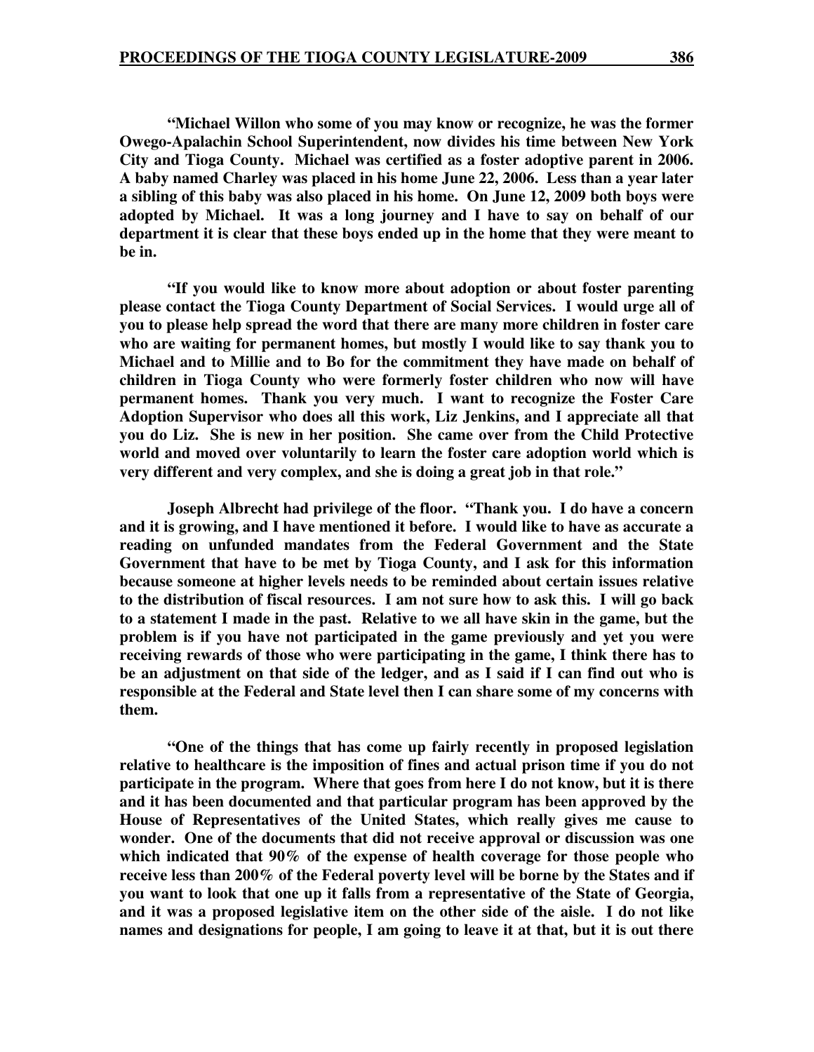**"Michael Willon who some of you may know or recognize, he was the former Owego-Apalachin School Superintendent, now divides his time between New York City and Tioga County. Michael was certified as a foster adoptive parent in 2006. A baby named Charley was placed in his home June 22, 2006. Less than a year later a sibling of this baby was also placed in his home. On June 12, 2009 both boys were adopted by Michael. It was a long journey and I have to say on behalf of our department it is clear that these boys ended up in the home that they were meant to be in.**

**"If you would like to know more about adoption or about foster parenting please contact the Tioga County Department of Social Services. I would urge all of you to please help spread the word that there are many more children in foster care who are waiting for permanent homes, but mostly I would like to say thank you to Michael and to Millie and to Bo for the commitment they have made on behalf of children in Tioga County who were formerly foster children who now will have permanent homes. Thank you very much. I want to recognize the Foster Care Adoption Supervisor who does all this work, Liz Jenkins, and I appreciate all that you do Liz. She is new in her position. She came over from the Child Protective world and moved over voluntarily to learn the foster care adoption world which is very different and very complex, and she is doing a great job in that role."**

**Joseph Albrecht had privilege of the floor. "Thank you. I do have a concern and it is growing, and I have mentioned it before. I would like to have as accurate a reading on unfunded mandates from the Federal Government and the State Government that have to be met by Tioga County, and I ask for this information because someone at higher levels needs to be reminded about certain issues relative to the distribution of fiscal resources. I am not sure how to ask this. I will go back to a statement I made in the past. Relative to we all have skin in the game, but the problem is if you have not participated in the game previously and yet you were receiving rewards of those who were participating in the game, I think there has to be an adjustment on that side of the ledger, and as I said if I can find out who is responsible at the Federal and State level then I can share some of my concerns with them.**

**"One of the things that has come up fairly recently in proposed legislation relative to healthcare is the imposition of fines and actual prison time if you do not participate in the program. Where that goes from here I do not know, but it is there and it has been documented and that particular program has been approved by the House of Representatives of the United States, which really gives me cause to wonder. One of the documents that did not receive approval or discussion was one which indicated that 90% of the expense of health coverage for those people who receive less than 200% of the Federal poverty level will be borne by the States and if you want to look that one up it falls from a representative of the State of Georgia, and it was a proposed legislative item on the other side of the aisle. I do not like names and designations for people, I am going to leave it at that, but it is out there**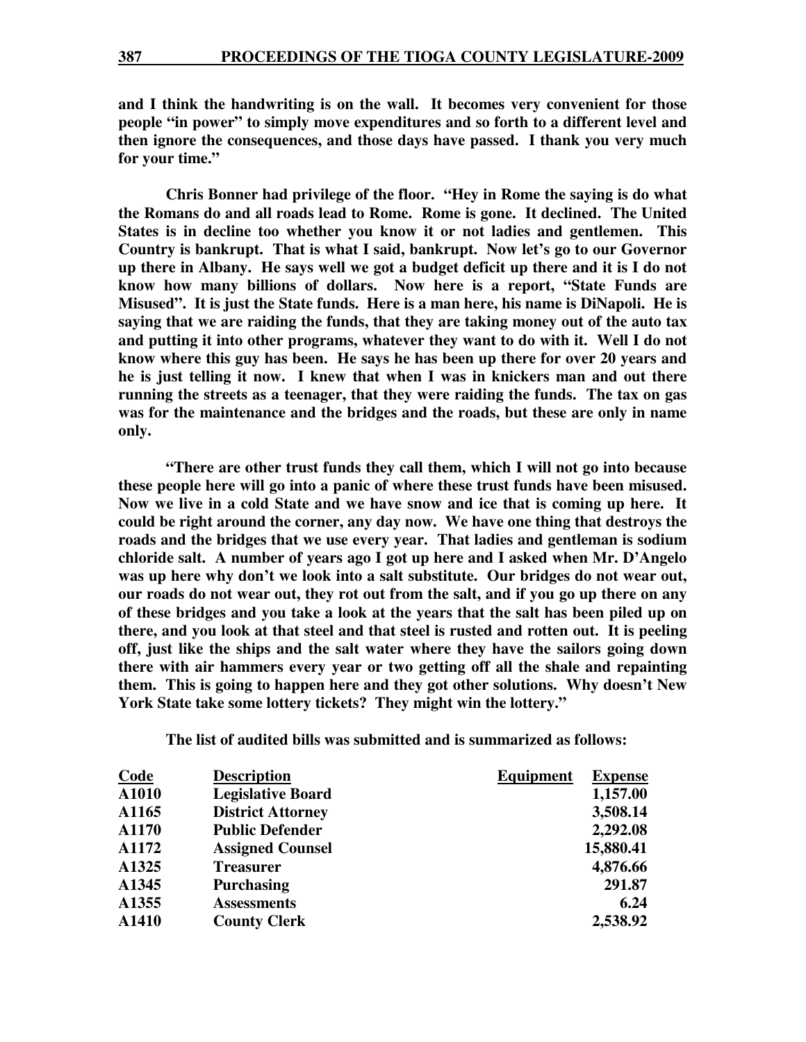**and I think the handwriting is on the wall. It becomes very convenient for those people "in power" to simply move expenditures and so forth to a different level and then ignore the consequences, and those days have passed. I thank you very much for your time."**

**Chris Bonner had privilege of the floor. "Hey in Rome the saying is do what the Romans do and all roads lead to Rome. Rome is gone. It declined. The United States is in decline too whether you know it or not ladies and gentlemen. This Country is bankrupt. That is what I said, bankrupt. Now let's go to our Governor up there in Albany. He says well we got a budget deficit up there and it is I do not know how many billions of dollars. Now here is a report, "State Funds are Misused". It is just the State funds. Here is a man here, his name is DiNapoli. He is saying that we are raiding the funds, that they are taking money out of the auto tax and putting it into other programs, whatever they want to do with it. Well I do not know where this guy has been. He says he has been up there for over 20 years and he is just telling it now. I knew that when I was in knickers man and out there running the streets as a teenager, that they were raiding the funds. The tax on gas was for the maintenance and the bridges and the roads, but these are only in name only.**

**"There are other trust funds they call them, which I will not go into because these people here will go into a panic of where these trust funds have been misused. Now we live in a cold State and we have snow and ice that is coming up here. It could be right around the corner, any day now. We have one thing that destroys the roads and the bridges that we use every year. That ladies and gentleman is sodium chloride salt. A number of years ago I got up here and I asked when Mr. D'Angelo was up here why don't we look into a salt substitute. Our bridges do not wear out, our roads do not wear out, they rot out from the salt, and if you go up there on any of these bridges and you take a look at the years that the salt has been piled up on there, and you look at that steel and that steel is rusted and rotten out. It is peeling off, just like the ships and the salt water where they have the sailors going down there with air hammers every year or two getting off all the shale and repainting them. This is going to happen here and they got other solutions. Why doesn't New York State take some lottery tickets? They might win the lottery."**

**The list of audited bills was submitted and is summarized as follows:**

| Code | Description | Equipment | Expense |
|---|---|---|---|
| A1010 | Legislative Board | | 1,157.00 |
| A1165 | District Attorney | | 3,508.14 |
| A1170 | Public Defender | | 2,292.08 |
| A1172 | Assigned Counsel | | 15,880.41 |
| A1325 | Treasurer | | 4,876.66 |
| A1345 | Purchasing | | 291.87 |
| A1355 | Assessments | | 6.24 |
| A1410 | County Clerk | | 2,538.92 |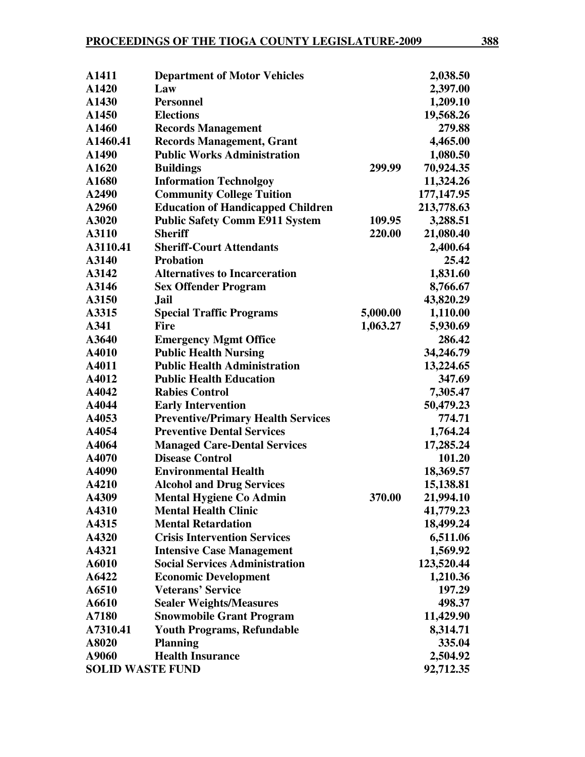| | | | |
|---|---|---|---|
| A1411 | Department of Motor Vehicles | | 2,038.50 |
| A1420 | Law | | 2,397.00 |
| A1430 | Personnel | | 1,209.10 |
| A1450 | Elections | | 19,568.26 |
| A1460 | Records Management | | 279.88 |
| A1460.41 | Records Management, Grant | | 4,465.00 |
| A1490 | Public Works Administration | | 1,080.50 |
| A1620 | Buildings | 299.99 | 70,924.35 |
| A1680 | Information Technolgoy | | 11,324.26 |
| A2490 | Community College Tuition | | 177,147.95 |
| A2960 | Education of Handicapped Children | | 213,778.63 |
| A3020 | Public Safety Comm E911 System | 109.95 | 3,288.51 |
| A3110 | Sheriff | 220.00 | 21,080.40 |
| A3110.41 | Sheriff-Court Attendants | | 2,400.64 |
| A3140 | Probation | | 25.42 |
| A3142 | Alternatives to Incarceration | | 1,831.60 |
| A3146 | Sex Offender Program | | 8,766.67 |
| A3150 | Jail | | 43,820.29 |
| A3315 | Special Traffic Programs | 5,000.00 | 1,110.00 |
| A341 | Fire | 1,063.27 | 5,930.69 |
| A3640 | Emergency Mgmt Office | | 286.42 |
| A4010 | Public Health Nursing | | 34,246.79 |
| A4011 | Public Health Administration | | 13,224.65 |
| A4012 | Public Health Education | | 347.69 |
| A4042 | Rabies Control | | 7,305.47 |
| A4044 | Early Intervention | | 50,479.23 |
| A4053 | Preventive/Primary Health Services | | 774.71 |
| A4054 | Preventive Dental Services | | 1,764.24 |
| A4064 | Managed Care-Dental Services | | 17,285.24 |
| A4070 | Disease Control | | 101.20 |
| A4090 | Environmental Health | | 18,369.57 |
| A4210 | Alcohol and Drug Services | | 15,138.81 |
| A4309 | Mental Hygiene Co Admin | 370.00 | 21,994.10 |
| A4310 | Mental Health Clinic | | 41,779.23 |
| A4315 | Mental Retardation | | 18,499.24 |
| A4320 | Crisis Intervention Services | | 6,511.06 |
| A4321 | Intensive Case Management | | 1,569.92 |
| A6010 | Social Services Administration | | 123,520.44 |
| A6422 | Economic Development | | 1,210.36 |
| A6510 | Veterans' Service | | 197.29 |
| A6610 | Sealer Weights/Measures | | 498.37 |
| A7180 | Snowmobile Grant Program | | 11,429.90 |
| A7310.41 | Youth Programs, Refundable | | 8,314.71 |
| A8020 | Planning | | 335.04 |
| A9060 | Health Insurance | | 2,504.92 |
| SOLID WASTE FUND | | | 92,712.35 |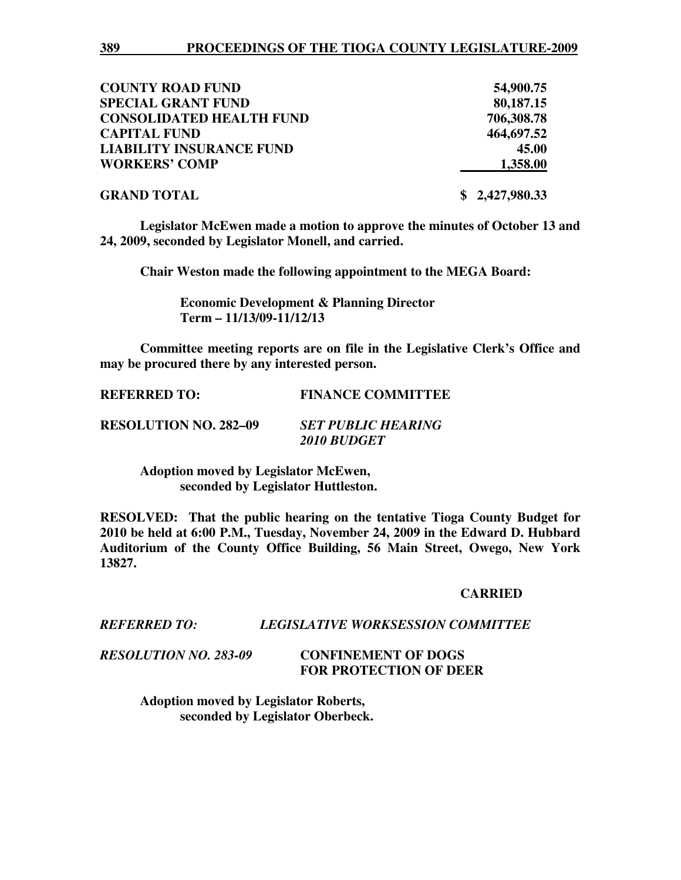| | |
|---|---|
| **COUNTY ROAD FUND** | **54,900.75** |
| **SPECIAL GRANT FUND** | **80,187.15** |
| **CONSOLIDATED HEALTH FUND** | **706,308.78** |
| **CAPITAL FUND** | **464,697.52** |
| **LIABILITY INSURANCE FUND** | **45.00** |
| **WORKERS' COMP** | **1,358.00** |
| **GRAND TOTAL** | **$ 2,427,980.33** |

**Legislator McEwen made a motion to approve the minutes of October 13 and 24, 2009, seconded by Legislator Monell, and carried.**

**Chair Weston made the following appointment to the MEGA Board:**

> **Economic Development & Planning Director**
> **Term – 11/13/09-11/12/13**

**Committee meeting reports are on file in the Legislative Clerk's Office and may be procured there by any interested person.**

**REFERRED TO: FINANCE COMMITTEE**

**RESOLUTION NO. 282–09** ***SET PUBLIC HEARING 2010 BUDGET***

**Adoption moved by Legislator McEwen, seconded by Legislator Huttleston.**

**RESOLVED: That the public hearing on the tentative Tioga County Budget for 2010 be held at 6:00 P.M., Tuesday, November 24, 2009 in the Edward D. Hubbard Auditorium of the County Office Building, 56 Main Street, Owego, New York 13827.**

**CARRIED**

***REFERRED TO: LEGISLATIVE WORKSESSION COMMITTEE***

***RESOLUTION NO. 283-09*** **CONFINEMENT OF DOGS FOR PROTECTION OF DEER**

**Adoption moved by Legislator Roberts, seconded by Legislator Oberbeck.**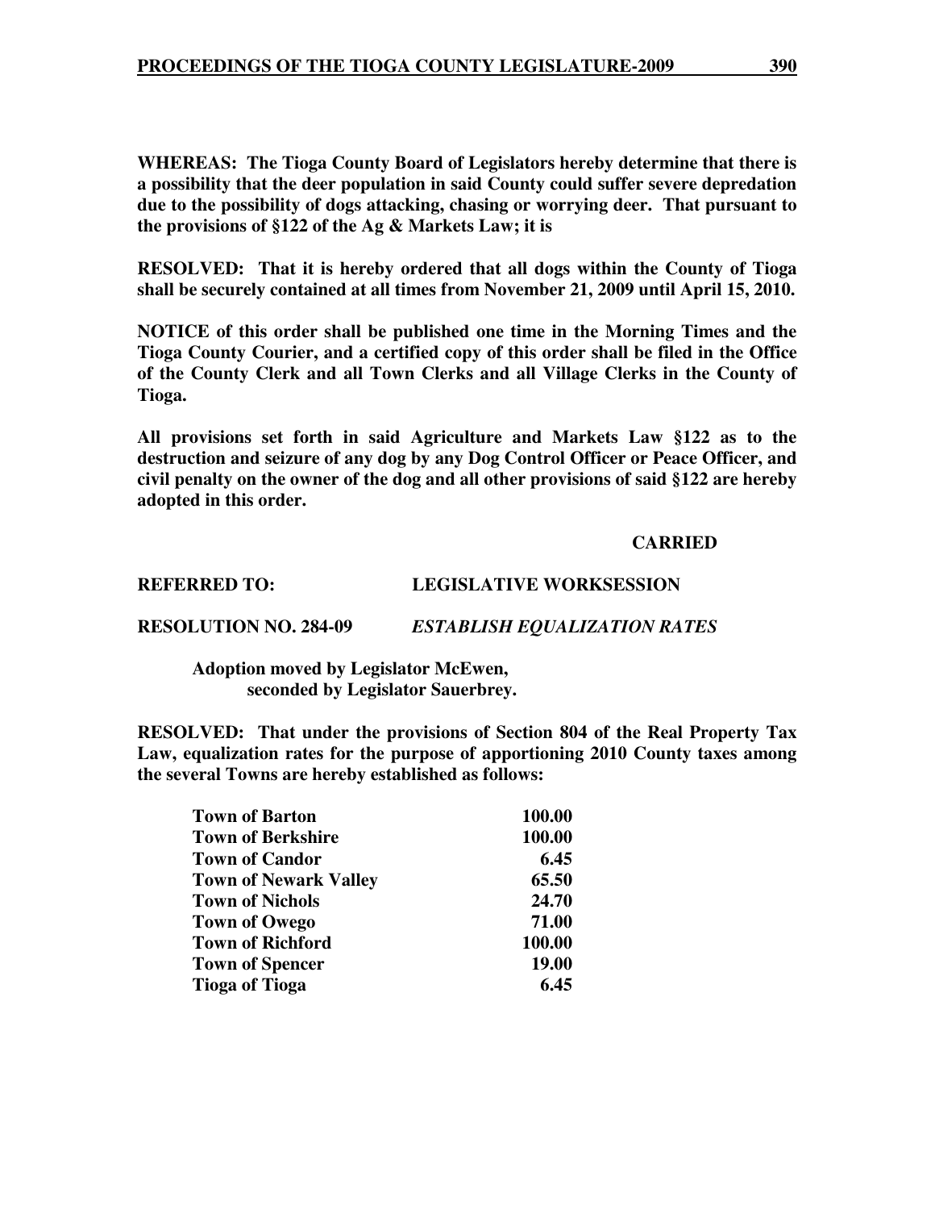**WHEREAS: The Tioga County Board of Legislators hereby determine that there is a possibility that the deer population in said County could suffer severe depredation due to the possibility of dogs attacking, chasing or worrying deer. That pursuant to the provisions of §122 of the Ag & Markets Law; it is**

**RESOLVED: That it is hereby ordered that all dogs within the County of Tioga shall be securely contained at all times from November 21, 2009 until April 15, 2010.**

**NOTICE of this order shall be published one time in the Morning Times and the Tioga County Courier, and a certified copy of this order shall be filed in the Office of the County Clerk and all Town Clerks and all Village Clerks in the County of Tioga.**

**All provisions set forth in said Agriculture and Markets Law §122 as to the destruction and seizure of any dog by any Dog Control Officer or Peace Officer, and civil penalty on the owner of the dog and all other provisions of said §122 are hereby adopted in this order.**

**CARRIED**

**REFERRED TO: LEGISLATIVE WORKSESSION**

**RESOLUTION NO. 284-09** ***ESTABLISH EQUALIZATION RATES***

**Adoption moved by Legislator McEwen, seconded by Legislator Sauerbrey.**

**RESOLVED: That under the provisions of Section 804 of the Real Property Tax Law, equalization rates for the purpose of apportioning 2010 County taxes among the several Towns are hereby established as follows:**

| | |
|---|---|
| **Town of Barton** | **100.00** |
| **Town of Berkshire** | **100.00** |
| **Town of Candor** | **6.45** |
| **Town of Newark Valley** | **65.50** |
| **Town of Nichols** | **24.70** |
| **Town of Owego** | **71.00** |
| **Town of Richford** | **100.00** |
| **Town of Spencer** | **19.00** |
| **Tioga of Tioga** | **6.45** |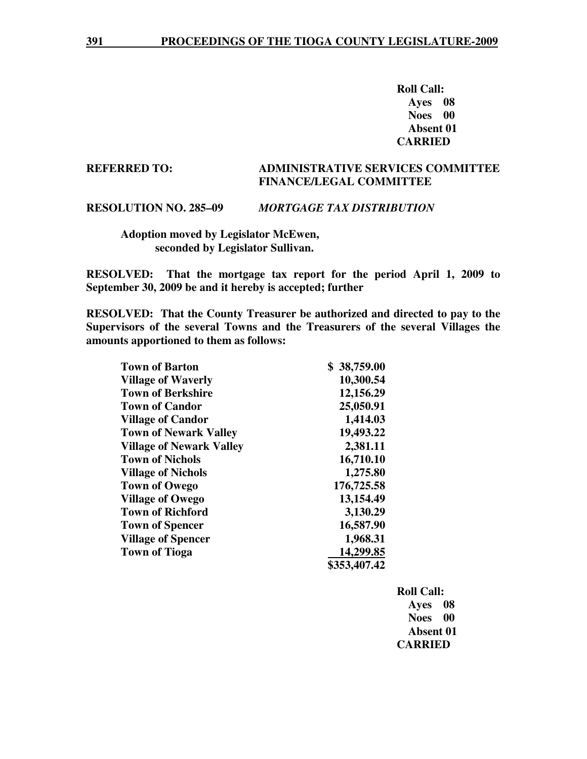**Roll Call:**
**Ayes 08**
**Noes 00**
**Absent 01**
**CARRIED**

**REFERRED TO:** **ADMINISTRATIVE SERVICES COMMITTEE**
**FINANCE/LEGAL COMMITTEE**

**RESOLUTION NO. 285–09** ***MORTGAGE TAX DISTRIBUTION***

**Adoption moved by Legislator McEwen,**
**seconded by Legislator Sullivan.**

**RESOLVED: That the mortgage tax report for the period April 1, 2009 to September 30, 2009 be and it hereby is accepted; further**

**RESOLVED: That the County Treasurer be authorized and directed to pay to the Supervisors of the several Towns and the Treasurers of the several Villages the amounts apportioned to them as follows:**

| | |
|---|---|
| **Town of Barton** | **$ 38,759.00** |
| **Village of Waverly** | **10,300.54** |
| **Town of Berkshire** | **12,156.29** |
| **Town of Candor** | **25,050.91** |
| **Village of Candor** | **1,414.03** |
| **Town of Newark Valley** | **19,493.22** |
| **Village of Newark Valley** | **2,381.11** |
| **Town of Nichols** | **16,710.10** |
| **Village of Nichols** | **1,275.80** |
| **Town of Owego** | **176,725.58** |
| **Village of Owego** | **13,154.49** |
| **Town of Richford** | **3,130.29** |
| **Town of Spencer** | **16,587.90** |
| **Village of Spencer** | **1,968.31** |
| **Town of Tioga** | **14,299.85** |
| | **$353,407.42** |

**Roll Call:**
**Ayes 08**
**Noes 00**
**Absent 01**
**CARRIED**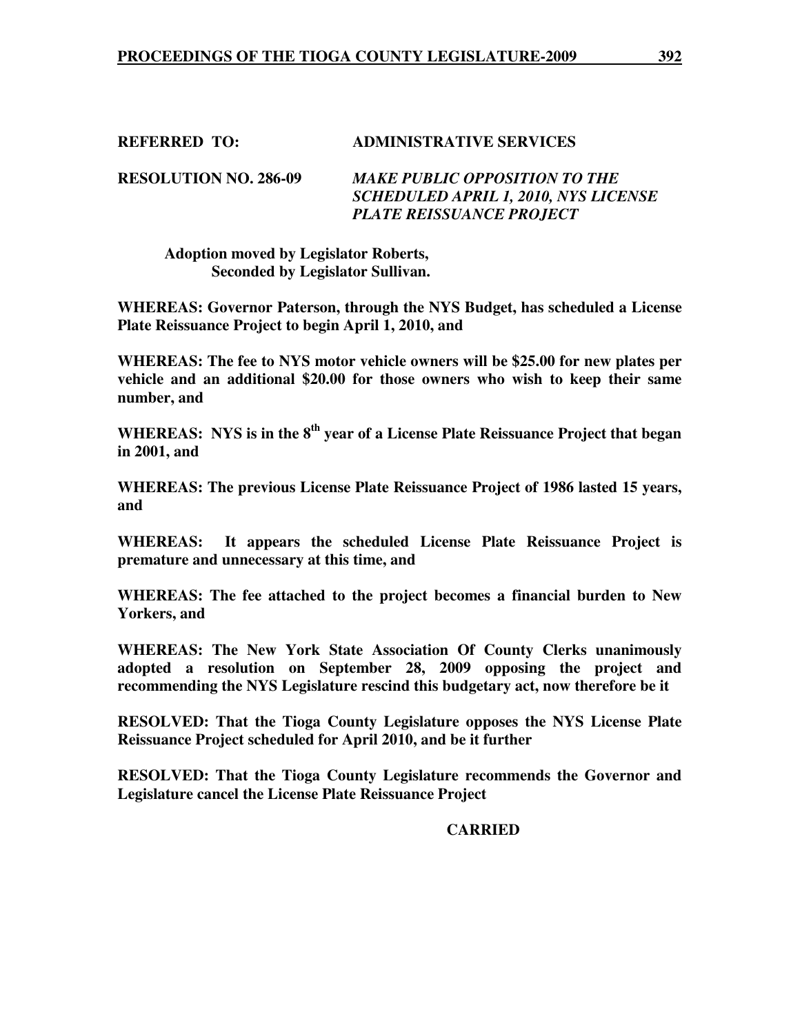**REFERRED TO: ADMINISTRATIVE SERVICES**

**RESOLUTION NO. 286-09** ***MAKE PUBLIC OPPOSITION TO THE SCHEDULED APRIL 1, 2010, NYS LICENSE PLATE REISSUANCE PROJECT***

**Adoption moved by Legislator Roberts,**
**Seconded by Legislator Sullivan.**

**WHEREAS: Governor Paterson, through the NYS Budget, has scheduled a License Plate Reissuance Project to begin April 1, 2010, and**

**WHEREAS: The fee to NYS motor vehicle owners will be $25.00 for new plates per vehicle and an additional $20.00 for those owners who wish to keep their same number, and**

**WHEREAS: NYS is in the 8th year of a License Plate Reissuance Project that began in 2001, and**

**WHEREAS: The previous License Plate Reissuance Project of 1986 lasted 15 years, and**

**WHEREAS: It appears the scheduled License Plate Reissuance Project is premature and unnecessary at this time, and**

**WHEREAS: The fee attached to the project becomes a financial burden to New Yorkers, and**

**WHEREAS: The New York State Association Of County Clerks unanimously adopted a resolution on September 28, 2009 opposing the project and recommending the NYS Legislature rescind this budgetary act, now therefore be it**

**RESOLVED: That the Tioga County Legislature opposes the NYS License Plate Reissuance Project scheduled for April 2010, and be it further**

**RESOLVED: That the Tioga County Legislature recommends the Governor and Legislature cancel the License Plate Reissuance Project**

**CARRIED**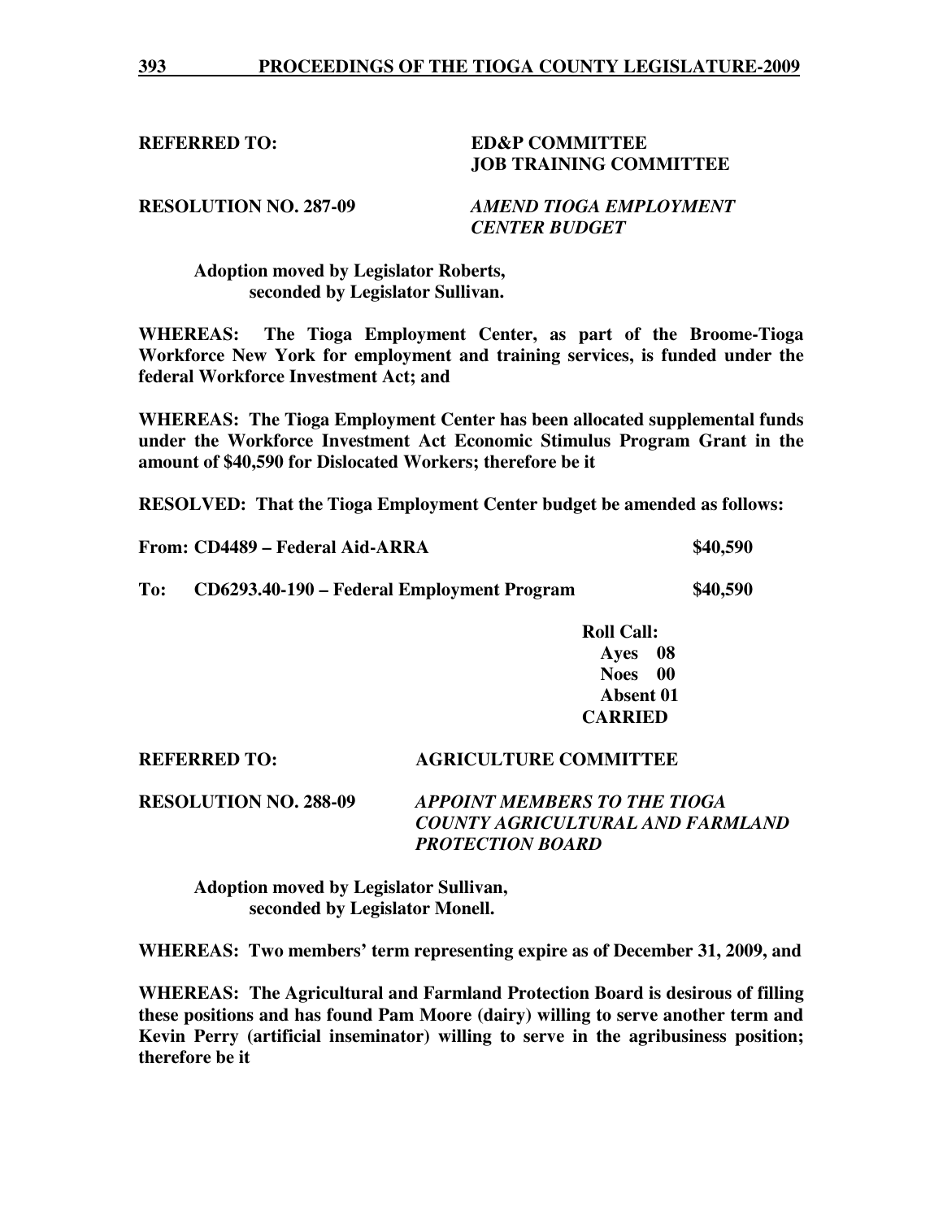**REFERRED TO:** **ED&P COMMITTEE**
**JOB TRAINING COMMITTEE**

**RESOLUTION NO. 287-09** ***AMEND TIOGA EMPLOYMENT CENTER BUDGET***

**Adoption moved by Legislator Roberts, seconded by Legislator Sullivan.**

**WHEREAS: The Tioga Employment Center, as part of the Broome-Tioga Workforce New York for employment and training services, is funded under the federal Workforce Investment Act; and**

**WHEREAS: The Tioga Employment Center has been allocated supplemental funds under the Workforce Investment Act Economic Stimulus Program Grant in the amount of $40,590 for Dislocated Workers; therefore be it**

**RESOLVED: That the Tioga Employment Center budget be amended as follows:**

**From: CD4489 – Federal Aid-ARRA $40,590**

**To: CD6293.40-190 – Federal Employment Program $40,590**

**Roll Call:**
**Ayes 08**
**Noes 00**
**Absent 01**
**CARRIED**

**REFERRED TO:** **AGRICULTURE COMMITTEE**

**RESOLUTION NO. 288-09** ***APPOINT MEMBERS TO THE TIOGA COUNTY AGRICULTURAL AND FARMLAND PROTECTION BOARD***

**Adoption moved by Legislator Sullivan, seconded by Legislator Monell.**

**WHEREAS: Two members' term representing expire as of December 31, 2009, and**

**WHEREAS: The Agricultural and Farmland Protection Board is desirous of filling these positions and has found Pam Moore (dairy) willing to serve another term and Kevin Perry (artificial inseminator) willing to serve in the agribusiness position; therefore be it**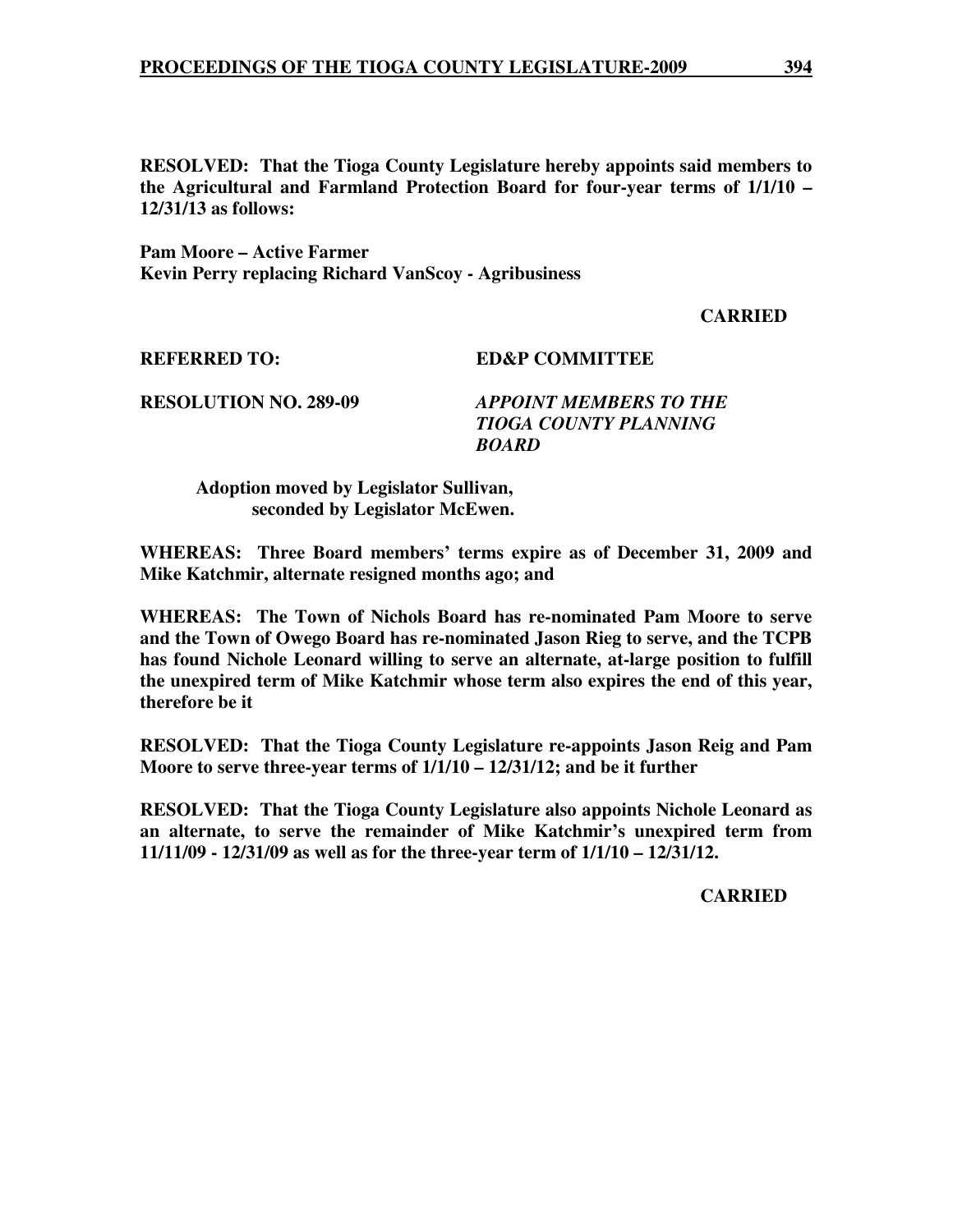**RESOLVED: That the Tioga County Legislature hereby appoints said members to the Agricultural and Farmland Protection Board for four-year terms of 1/1/10 – 12/31/13 as follows:**

**Pam Moore – Active Farmer**
**Kevin Perry replacing Richard VanScoy - Agribusiness**

**CARRIED**

**REFERRED TO: ED&P COMMITTEE**

**RESOLUTION NO. 289-09** ***APPOINT MEMBERS TO THE TIOGA COUNTY PLANNING BOARD***

**Adoption moved by Legislator Sullivan, seconded by Legislator McEwen.**

**WHEREAS: Three Board members' terms expire as of December 31, 2009 and Mike Katchmir, alternate resigned months ago; and**

**WHEREAS: The Town of Nichols Board has re-nominated Pam Moore to serve and the Town of Owego Board has re-nominated Jason Rieg to serve, and the TCPB has found Nichole Leonard willing to serve an alternate, at-large position to fulfill the unexpired term of Mike Katchmir whose term also expires the end of this year, therefore be it**

**RESOLVED: That the Tioga County Legislature re-appoints Jason Reig and Pam Moore to serve three-year terms of 1/1/10 – 12/31/12; and be it further**

**RESOLVED: That the Tioga County Legislature also appoints Nichole Leonard as an alternate, to serve the remainder of Mike Katchmir's unexpired term from 11/11/09 - 12/31/09 as well as for the three-year term of 1/1/10 – 12/31/12.**

**CARRIED**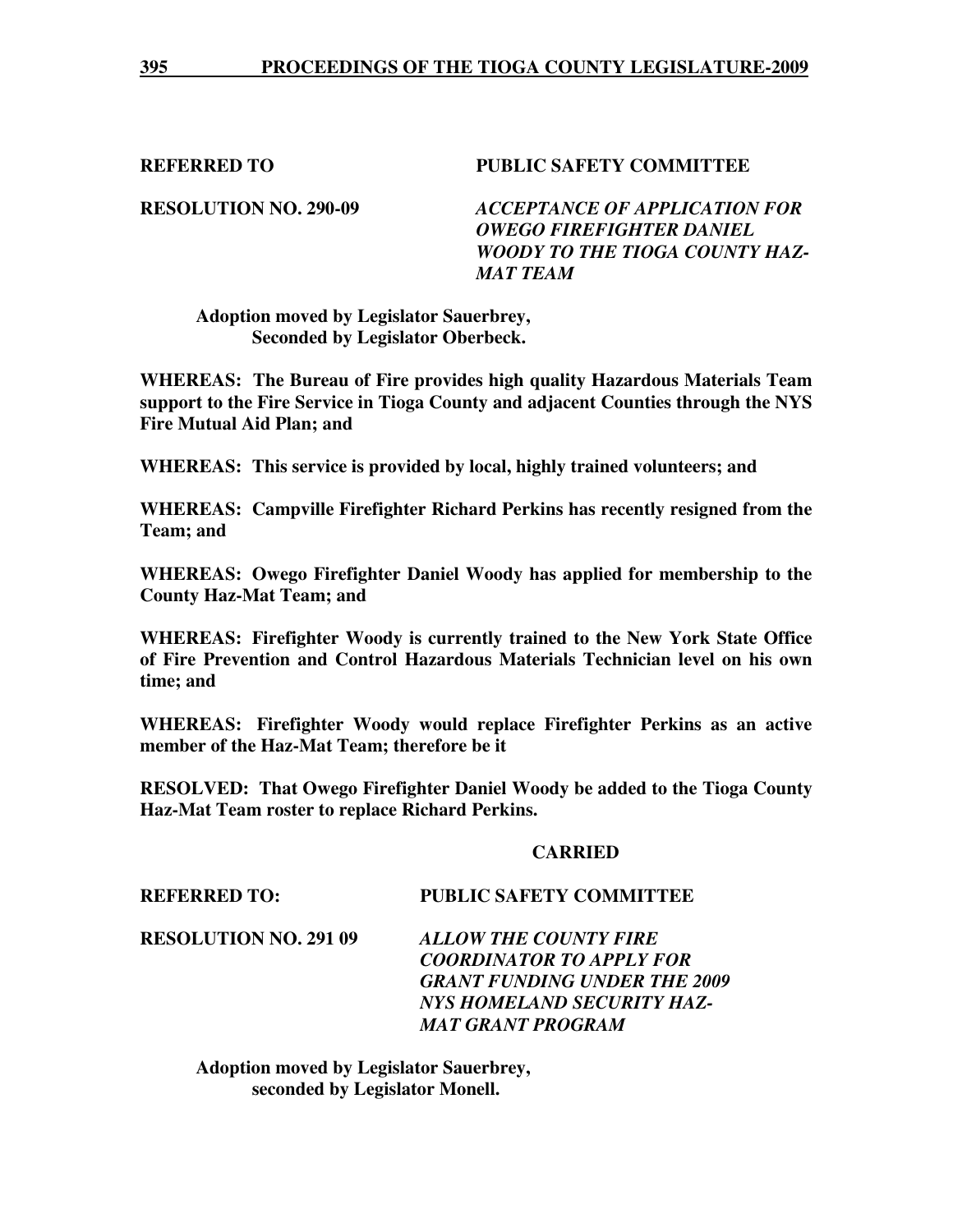**REFERRED TO** **PUBLIC SAFETY COMMITTEE**

**RESOLUTION NO. 290-09** ***ACCEPTANCE OF APPLICATION FOR OWEGO FIREFIGHTER DANIEL WOODY TO THE TIOGA COUNTY HAZ-MAT TEAM***

**Adoption moved by Legislator Sauerbrey,**
**Seconded by Legislator Oberbeck.**

**WHEREAS: The Bureau of Fire provides high quality Hazardous Materials Team support to the Fire Service in Tioga County and adjacent Counties through the NYS Fire Mutual Aid Plan; and**

**WHEREAS: This service is provided by local, highly trained volunteers; and**

**WHEREAS: Campville Firefighter Richard Perkins has recently resigned from the Team; and**

**WHEREAS: Owego Firefighter Daniel Woody has applied for membership to the County Haz-Mat Team; and**

**WHEREAS: Firefighter Woody is currently trained to the New York State Office of Fire Prevention and Control Hazardous Materials Technician level on his own time; and**

**WHEREAS: Firefighter Woody would replace Firefighter Perkins as an active member of the Haz-Mat Team; therefore be it**

**RESOLVED: That Owego Firefighter Daniel Woody be added to the Tioga County Haz-Mat Team roster to replace Richard Perkins.**

**CARRIED**

**REFERRED TO:** **PUBLIC SAFETY COMMITTEE**

**RESOLUTION NO. 291 09** ***ALLOW THE COUNTY FIRE COORDINATOR TO APPLY FOR GRANT FUNDING UNDER THE 2009 NYS HOMELAND SECURITY HAZ-MAT GRANT PROGRAM***

**Adoption moved by Legislator Sauerbrey,**
**seconded by Legislator Monell.**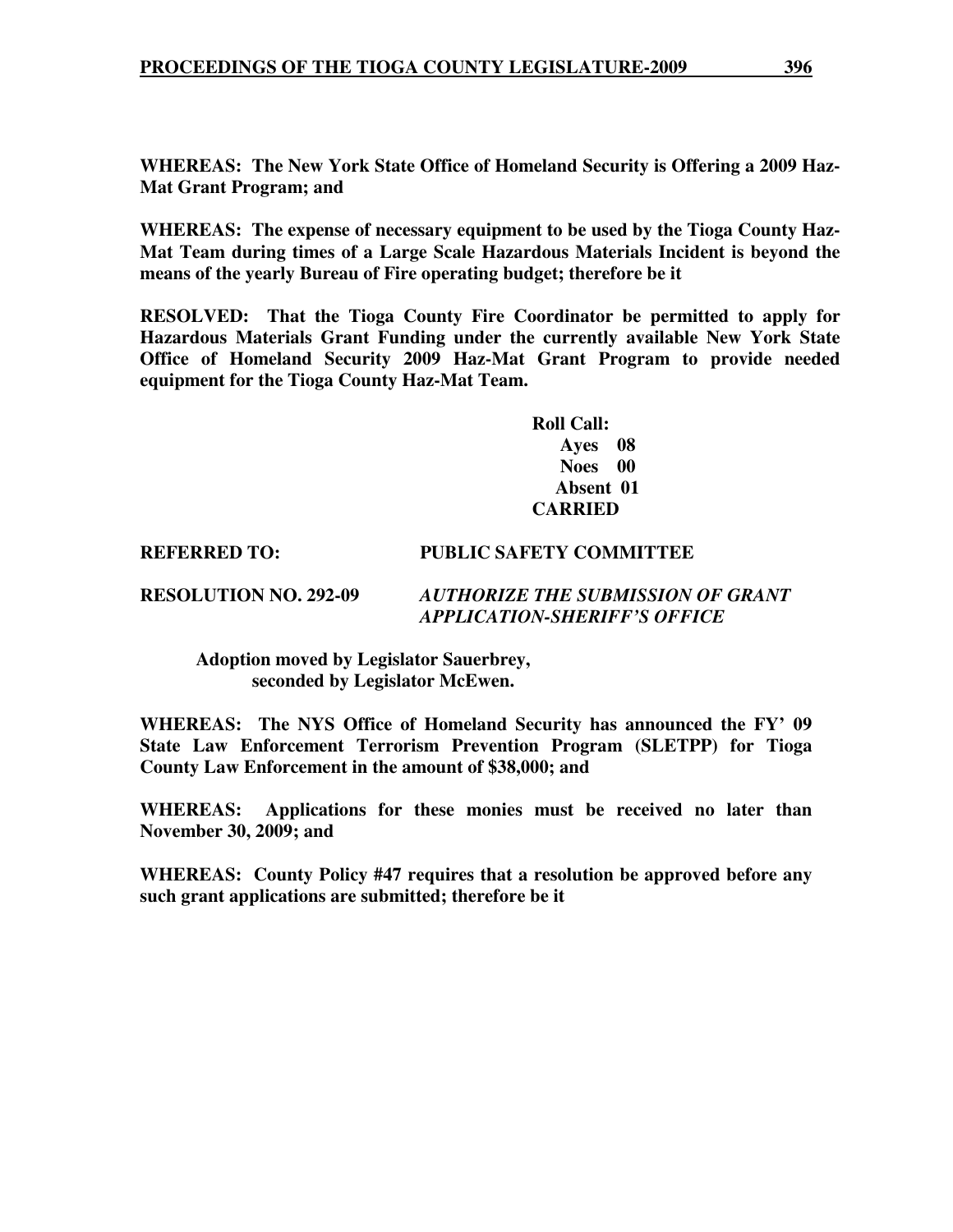**WHEREAS: The New York State Office of Homeland Security is Offering a 2009 Haz-Mat Grant Program; and**

**WHEREAS: The expense of necessary equipment to be used by the Tioga County Haz-Mat Team during times of a Large Scale Hazardous Materials Incident is beyond the means of the yearly Bureau of Fire operating budget; therefore be it**

**RESOLVED: That the Tioga County Fire Coordinator be permitted to apply for Hazardous Materials Grant Funding under the currently available New York State Office of Homeland Security 2009 Haz-Mat Grant Program to provide needed equipment for the Tioga County Haz-Mat Team.**

**Roll Call:**
**Ayes 08**
**Noes 00**
**Absent 01**
**CARRIED**

**REFERRED TO: PUBLIC SAFETY COMMITTEE**

**RESOLUTION NO. 292-09** ***AUTHORIZE THE SUBMISSION OF GRANT APPLICATION-SHERIFF'S OFFICE***

**Adoption moved by Legislator Sauerbrey, seconded by Legislator McEwen.**

**WHEREAS: The NYS Office of Homeland Security has announced the FY' 09 State Law Enforcement Terrorism Prevention Program (SLETPP) for Tioga County Law Enforcement in the amount of $38,000; and**

**WHEREAS: Applications for these monies must be received no later than November 30, 2009; and**

**WHEREAS: County Policy #47 requires that a resolution be approved before any such grant applications are submitted; therefore be it**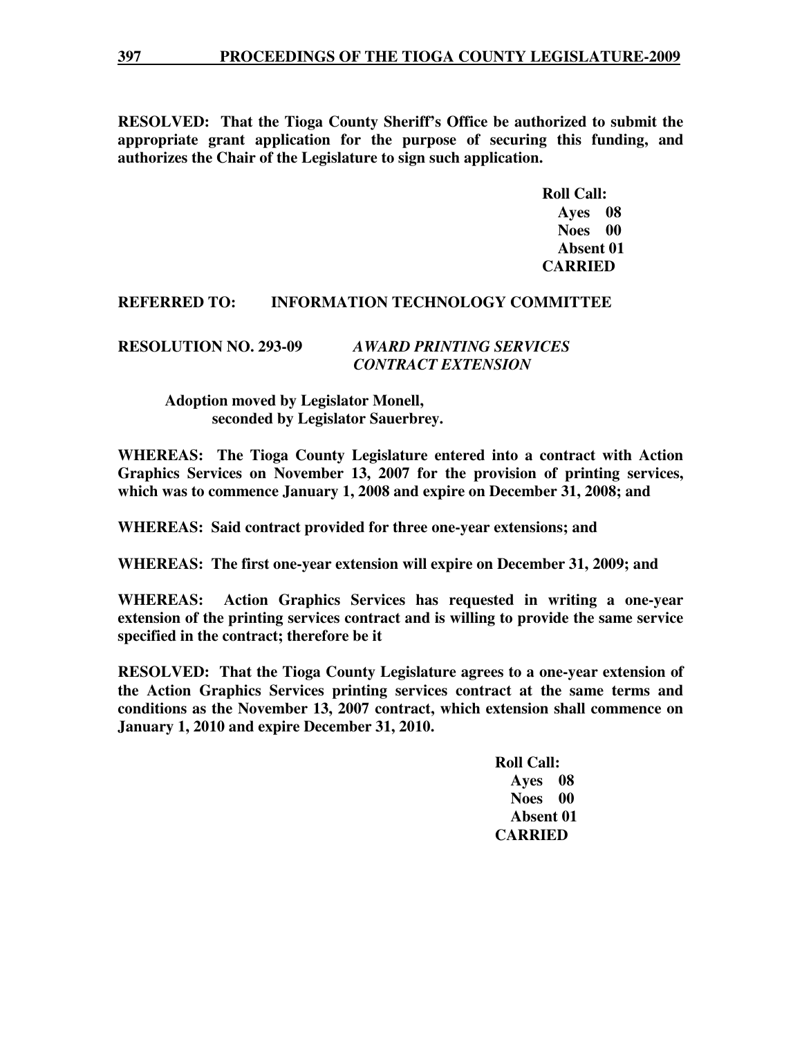**RESOLVED: That the Tioga County Sheriff's Office be authorized to submit the appropriate grant application for the purpose of securing this funding, and authorizes the Chair of the Legislature to sign such application.**

**Roll Call:**
**Ayes 08**
**Noes 00**
**Absent 01**
**CARRIED**

**REFERRED TO: INFORMATION TECHNOLOGY COMMITTEE**

**RESOLUTION NO. 293-09** ***AWARD PRINTING SERVICES CONTRACT EXTENSION***

**Adoption moved by Legislator Monell, seconded by Legislator Sauerbrey.**

**WHEREAS: The Tioga County Legislature entered into a contract with Action Graphics Services on November 13, 2007 for the provision of printing services, which was to commence January 1, 2008 and expire on December 31, 2008; and**

**WHEREAS: Said contract provided for three one-year extensions; and**

**WHEREAS: The first one-year extension will expire on December 31, 2009; and**

**WHEREAS: Action Graphics Services has requested in writing a one-year extension of the printing services contract and is willing to provide the same service specified in the contract; therefore be it**

**RESOLVED: That the Tioga County Legislature agrees to a one-year extension of the Action Graphics Services printing services contract at the same terms and conditions as the November 13, 2007 contract, which extension shall commence on January 1, 2010 and expire December 31, 2010.**

**Roll Call:**
**Ayes 08**
**Noes 00**
**Absent 01**
**CARRIED**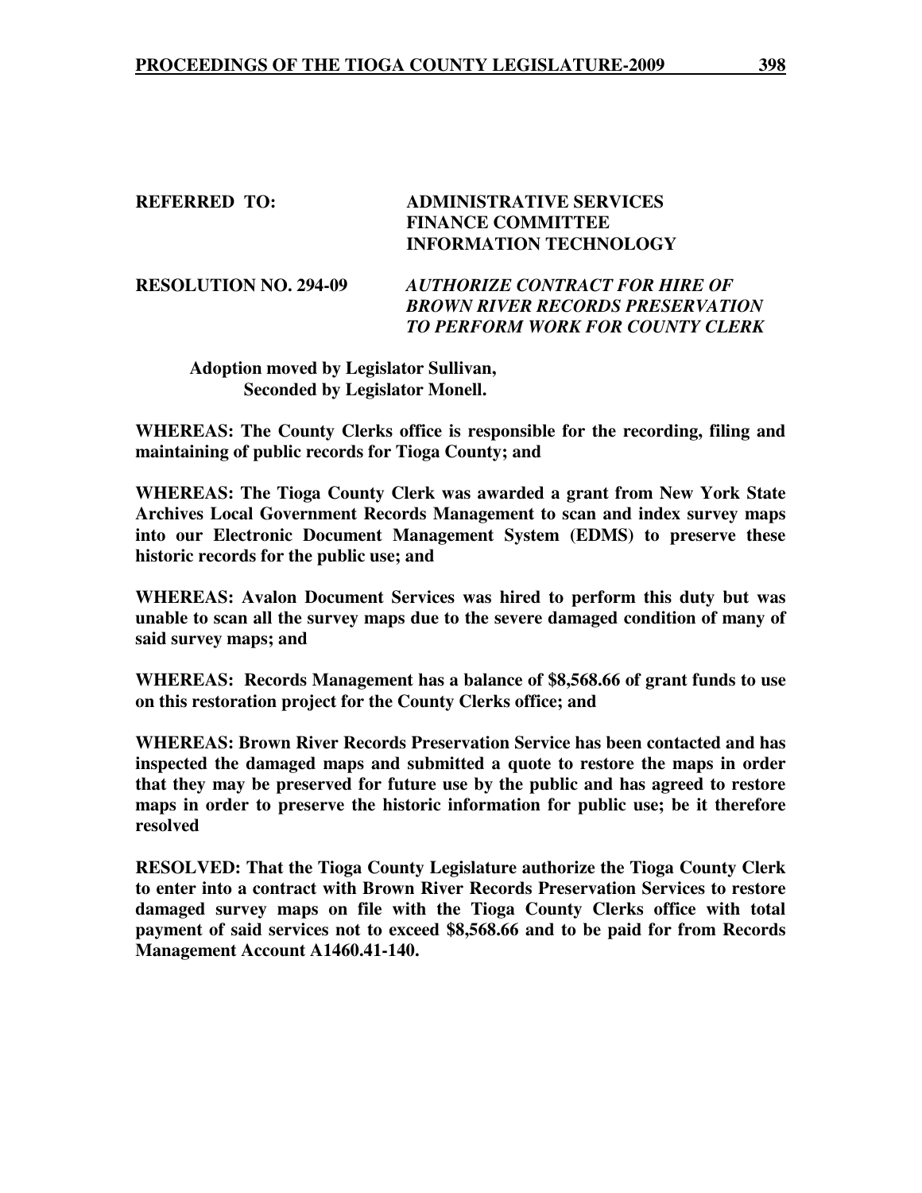**REFERRED TO:** **ADMINISTRATIVE SERVICES**
**FINANCE COMMITTEE**
**INFORMATION TECHNOLOGY**

**RESOLUTION NO. 294-09** ***AUTHORIZE CONTRACT FOR HIRE OF BROWN RIVER RECORDS PRESERVATION TO PERFORM WORK FOR COUNTY CLERK***

**Adoption moved by Legislator Sullivan,**
**Seconded by Legislator Monell.**

**WHEREAS: The County Clerks office is responsible for the recording, filing and maintaining of public records for Tioga County; and**

**WHEREAS: The Tioga County Clerk was awarded a grant from New York State Archives Local Government Records Management to scan and index survey maps into our Electronic Document Management System (EDMS) to preserve these historic records for the public use; and**

**WHEREAS: Avalon Document Services was hired to perform this duty but was unable to scan all the survey maps due to the severe damaged condition of many of said survey maps; and**

**WHEREAS: Records Management has a balance of $8,568.66 of grant funds to use on this restoration project for the County Clerks office; and**

**WHEREAS: Brown River Records Preservation Service has been contacted and has inspected the damaged maps and submitted a quote to restore the maps in order that they may be preserved for future use by the public and has agreed to restore maps in order to preserve the historic information for public use; be it therefore resolved**

**RESOLVED: That the Tioga County Legislature authorize the Tioga County Clerk to enter into a contract with Brown River Records Preservation Services to restore damaged survey maps on file with the Tioga County Clerks office with total payment of said services not to exceed $8,568.66 and to be paid for from Records Management Account A1460.41-140.**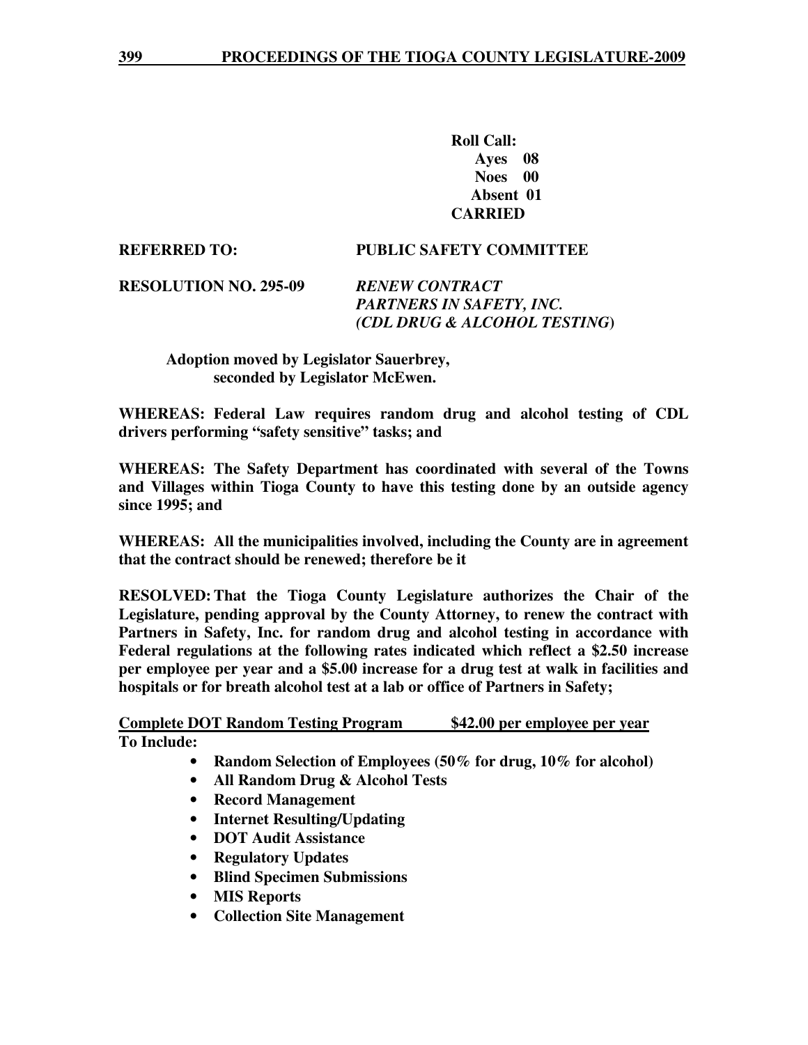**Roll Call:**
**Ayes 08**
**Noes 00**
**Absent 01**
**CARRIED**

**REFERRED TO: PUBLIC SAFETY COMMITTEE**

**RESOLUTION NO. 295-09** ***RENEW CONTRACT PARTNERS IN SAFETY, INC. (CDL DRUG & ALCOHOL TESTING)***

**Adoption moved by Legislator Sauerbrey, seconded by Legislator McEwen.**

**WHEREAS: Federal Law requires random drug and alcohol testing of CDL drivers performing "safety sensitive" tasks; and**

**WHEREAS: The Safety Department has coordinated with several of the Towns and Villages within Tioga County to have this testing done by an outside agency since 1995; and**

**WHEREAS: All the municipalities involved, including the County are in agreement that the contract should be renewed; therefore be it**

**RESOLVED: That the Tioga County Legislature authorizes the Chair of the Legislature, pending approval by the County Attorney, to renew the contract with Partners in Safety, Inc. for random drug and alcohol testing in accordance with Federal regulations at the following rates indicated which reflect a $2.50 increase per employee per year and a $5.00 increase for a drug test at walk in facilities and hospitals or for breath alcohol test at a lab or office of Partners in Safety;**

**<u>Complete DOT Random Testing Program</u>** **<u>$42.00 per employee per year</u>**
**To Include:**

- **Random Selection of Employees (50% for drug, 10% for alcohol)**
- **All Random Drug & Alcohol Tests**
- **Record Management**
- **Internet Resulting/Updating**
- **DOT Audit Assistance**
- **Regulatory Updates**
- **Blind Specimen Submissions**
- **MIS Reports**
- **Collection Site Management**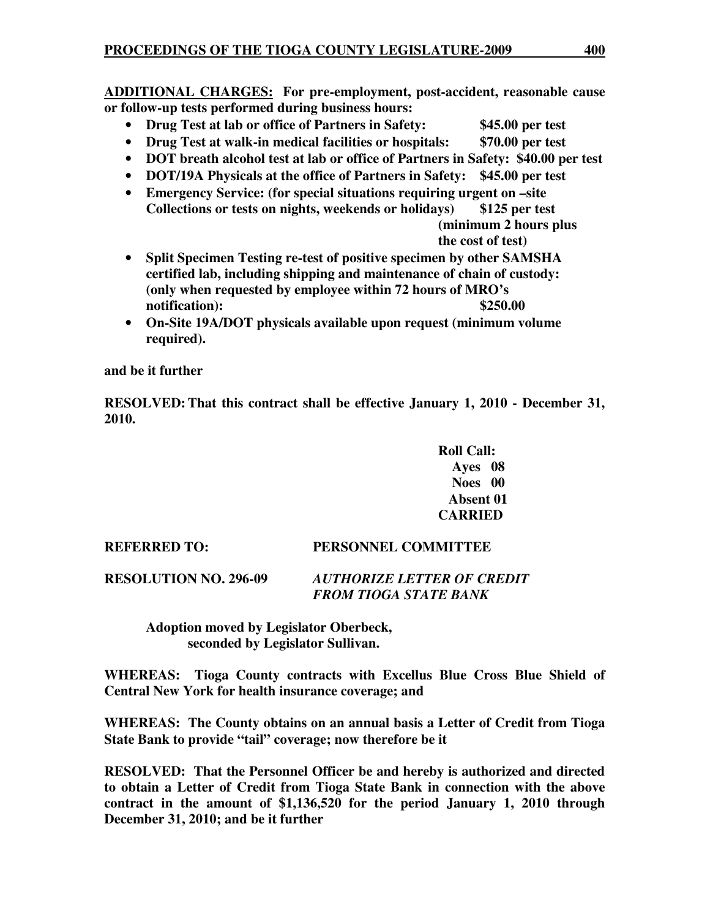**ADDITIONAL CHARGES: For pre-employment, post-accident, reasonable cause or follow-up tests performed during business hours:**

- **Drug Test at lab or office of Partners in Safety: $45.00 per test**
- **Drug Test at walk-in medical facilities or hospitals: $70.00 per test**
- **DOT breath alcohol test at lab or office of Partners in Safety: $40.00 per test**
- **DOT/19A Physicals at the office of Partners in Safety: $45.00 per test**
- **Emergency Service: (for special situations requiring urgent on –site Collections or tests on nights, weekends or holidays) $125 per test (minimum 2 hours plus the cost of test)**
- **Split Specimen Testing re-test of positive specimen by other SAMSHA certified lab, including shipping and maintenance of chain of custody: (only when requested by employee within 72 hours of MRO's notification): $250.00**
- **On-Site 19A/DOT physicals available upon request (minimum volume required).**

**and be it further**

**RESOLVED: That this contract shall be effective January 1, 2010 - December 31, 2010.**

**Roll Call:**
**Ayes 08**
**Noes 00**
**Absent 01**
**CARRIED**

**REFERRED TO: PERSONNEL COMMITTEE**

**RESOLUTION NO. 296-09** ***AUTHORIZE LETTER OF CREDIT FROM TIOGA STATE BANK***

**Adoption moved by Legislator Oberbeck, seconded by Legislator Sullivan.**

**WHEREAS: Tioga County contracts with Excellus Blue Cross Blue Shield of Central New York for health insurance coverage; and**

**WHEREAS: The County obtains on an annual basis a Letter of Credit from Tioga State Bank to provide "tail" coverage; now therefore be it**

**RESOLVED: That the Personnel Officer be and hereby is authorized and directed to obtain a Letter of Credit from Tioga State Bank in connection with the above contract in the amount of $1,136,520 for the period January 1, 2010 through December 31, 2010; and be it further**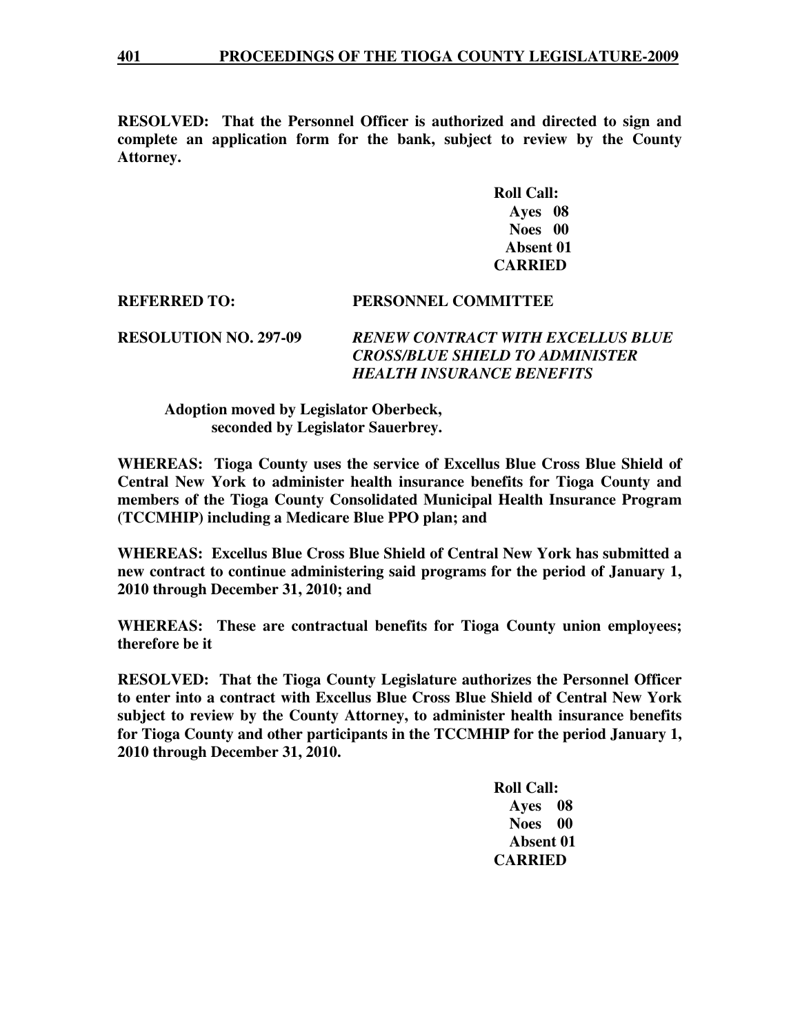**RESOLVED: That the Personnel Officer is authorized and directed to sign and complete an application form for the bank, subject to review by the County Attorney.**

**Roll Call:**
**Ayes 08**
**Noes 00**
**Absent 01**
**CARRIED**

**REFERRED TO: PERSONNEL COMMITTEE**

**RESOLUTION NO. 297-09** ***RENEW CONTRACT WITH EXCELLUS BLUE CROSS/BLUE SHIELD TO ADMINISTER HEALTH INSURANCE BENEFITS***

**Adoption moved by Legislator Oberbeck, seconded by Legislator Sauerbrey.**

**WHEREAS: Tioga County uses the service of Excellus Blue Cross Blue Shield of Central New York to administer health insurance benefits for Tioga County and members of the Tioga County Consolidated Municipal Health Insurance Program (TCCMHIP) including a Medicare Blue PPO plan; and**

**WHEREAS: Excellus Blue Cross Blue Shield of Central New York has submitted a new contract to continue administering said programs for the period of January 1, 2010 through December 31, 2010; and**

**WHEREAS: These are contractual benefits for Tioga County union employees; therefore be it**

**RESOLVED: That the Tioga County Legislature authorizes the Personnel Officer to enter into a contract with Excellus Blue Cross Blue Shield of Central New York subject to review by the County Attorney, to administer health insurance benefits for Tioga County and other participants in the TCCMHIP for the period January 1, 2010 through December 31, 2010.**

**Roll Call:**
**Ayes 08**
**Noes 00**
**Absent 01**
**CARRIED**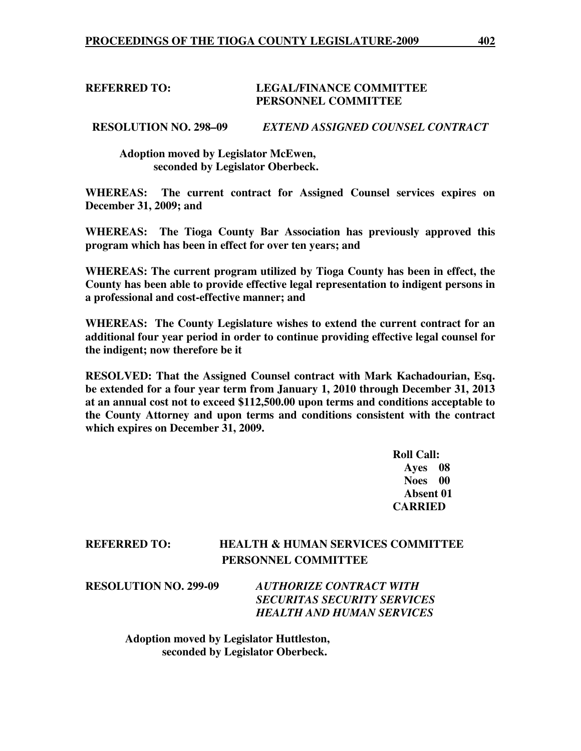**REFERRED TO: LEGAL/FINANCE COMMITTEE**
**PERSONNEL COMMITTEE**

**RESOLUTION NO. 298–09** ***EXTEND ASSIGNED COUNSEL CONTRACT***

**Adoption moved by Legislator McEwen,**
**seconded by Legislator Oberbeck.**

**WHEREAS: The current contract for Assigned Counsel services expires on December 31, 2009; and**

**WHEREAS: The Tioga County Bar Association has previously approved this program which has been in effect for over ten years; and**

**WHEREAS: The current program utilized by Tioga County has been in effect, the County has been able to provide effective legal representation to indigent persons in a professional and cost-effective manner; and**

**WHEREAS: The County Legislature wishes to extend the current contract for an additional four year period in order to continue providing effective legal counsel for the indigent; now therefore be it**

**RESOLVED: That the Assigned Counsel contract with Mark Kachadourian, Esq. be extended for a four year term from January 1, 2010 through December 31, 2013 at an annual cost not to exceed $112,500.00 upon terms and conditions acceptable to the County Attorney and upon terms and conditions consistent with the contract which expires on December 31, 2009.**

**Roll Call:**
**Ayes 08**
**Noes 00**
**Absent 01**
**CARRIED**

**REFERRED TO: HEALTH & HUMAN SERVICES COMMITTEE**
**PERSONNEL COMMITTEE**

**RESOLUTION NO. 299-09** ***AUTHORIZE CONTRACT WITH SECURITAS SECURITY SERVICES HEALTH AND HUMAN SERVICES***

**Adoption moved by Legislator Huttleston,**
**seconded by Legislator Oberbeck.**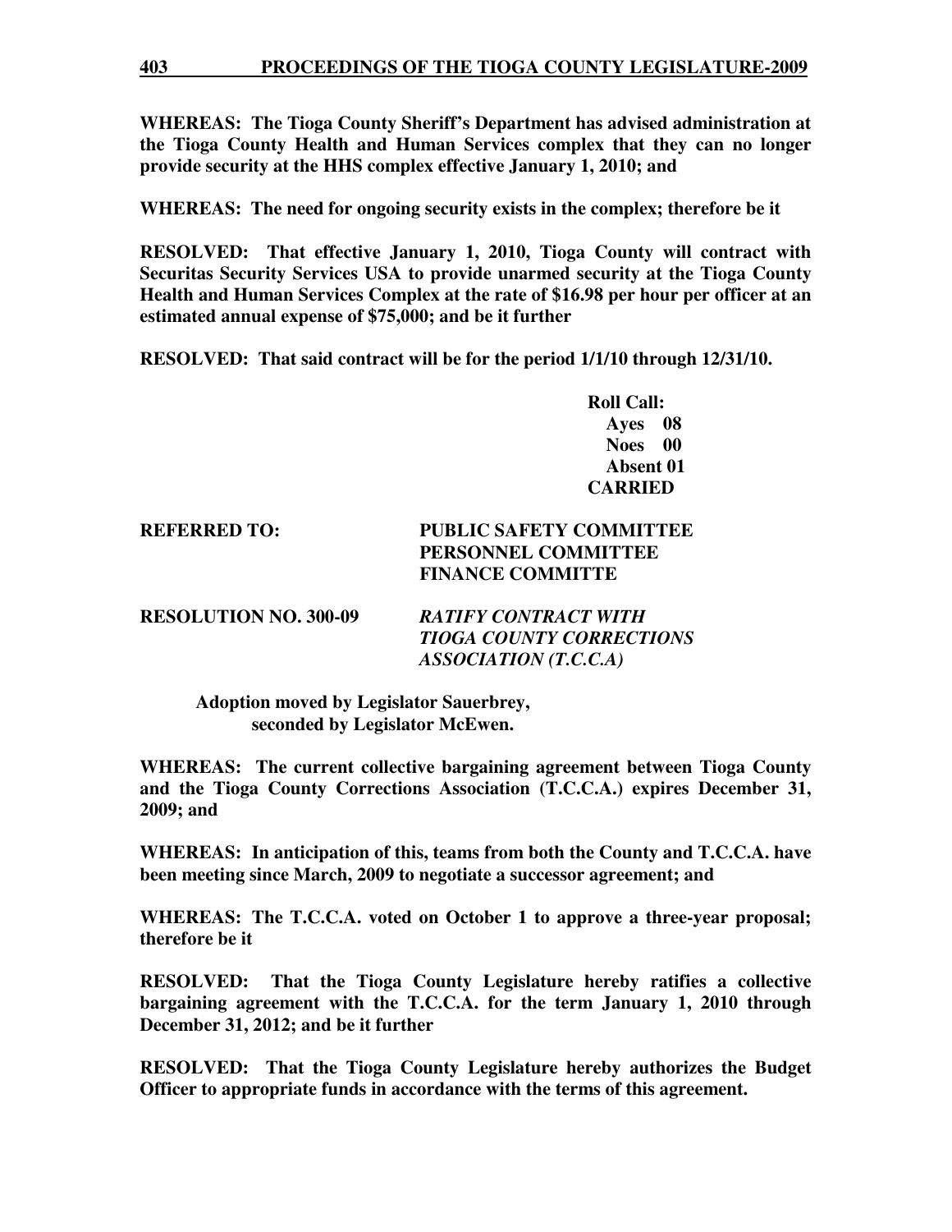**WHEREAS: The Tioga County Sheriff's Department has advised administration at the Tioga County Health and Human Services complex that they can no longer provide security at the HHS complex effective January 1, 2010; and**

**WHEREAS: The need for ongoing security exists in the complex; therefore be it**

**RESOLVED: That effective January 1, 2010, Tioga County will contract with Securitas Security Services USA to provide unarmed security at the Tioga County Health and Human Services Complex at the rate of $16.98 per hour per officer at an estimated annual expense of $75,000; and be it further**

**RESOLVED: That said contract will be for the period 1/1/10 through 12/31/10.**

**Roll Call:**
**Ayes 08**
**Noes 00**
**Absent 01**
**CARRIED**

**REFERRED TO:** **PUBLIC SAFETY COMMITTEE**
**PERSONNEL COMMITTEE**
**FINANCE COMMITTE**

**RESOLUTION NO. 300-09** ***RATIFY CONTRACT WITH TIOGA COUNTY CORRECTIONS ASSOCIATION (T.C.C.A)***

**Adoption moved by Legislator Sauerbrey, seconded by Legislator McEwen.**

**WHEREAS: The current collective bargaining agreement between Tioga County and the Tioga County Corrections Association (T.C.C.A.) expires December 31, 2009; and**

**WHEREAS: In anticipation of this, teams from both the County and T.C.C.A. have been meeting since March, 2009 to negotiate a successor agreement; and**

**WHEREAS: The T.C.C.A. voted on October 1 to approve a three-year proposal; therefore be it**

**RESOLVED: That the Tioga County Legislature hereby ratifies a collective bargaining agreement with the T.C.C.A. for the term January 1, 2010 through December 31, 2012; and be it further**

**RESOLVED: That the Tioga County Legislature hereby authorizes the Budget Officer to appropriate funds in accordance with the terms of this agreement.**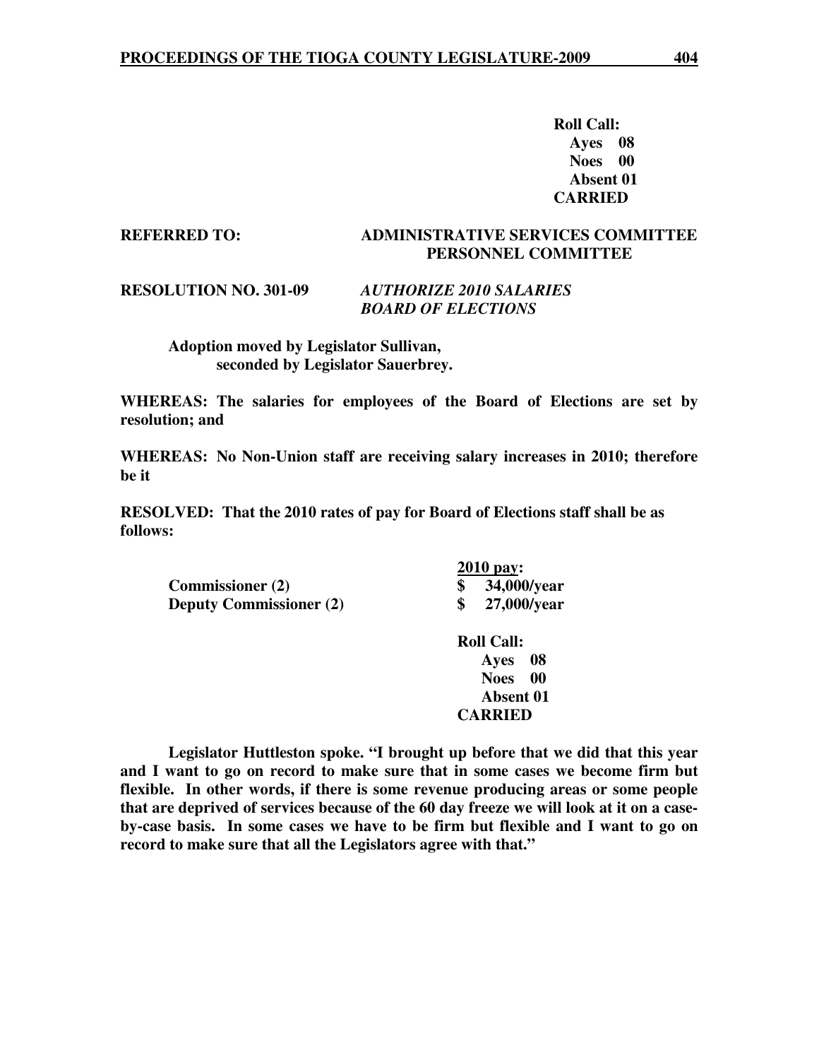**Roll Call:**
**Ayes 08**
**Noes 00**
**Absent 01**
**CARRIED**

**REFERRED TO:** **ADMINISTRATIVE SERVICES COMMITTEE**
**PERSONNEL COMMITTEE**

**RESOLUTION NO. 301-09** ***AUTHORIZE 2010 SALARIES BOARD OF ELECTIONS***

**Adoption moved by Legislator Sullivan, seconded by Legislator Sauerbrey.**

**WHEREAS: The salaries for employees of the Board of Elections are set by resolution; and**

**WHEREAS: No Non-Union staff are receiving salary increases in 2010; therefore be it**

**RESOLVED: That the 2010 rates of pay for Board of Elections staff shall be as follows:**

| | **2010 pay:** |
|---|---|
| **Commissioner (2)** | **$ 34,000/year** |
| **Deputy Commissioner (2)** | **$ 27,000/year** |

**Roll Call:**
**Ayes 08**
**Noes 00**
**Absent 01**
**CARRIED**

**Legislator Huttleston spoke. "I brought up before that we did that this year and I want to go on record to make sure that in some cases we become firm but flexible. In other words, if there is some revenue producing areas or some people that are deprived of services because of the 60 day freeze we will look at it on a case-by-case basis. In some cases we have to be firm but flexible and I want to go on record to make sure that all the Legislators agree with that."**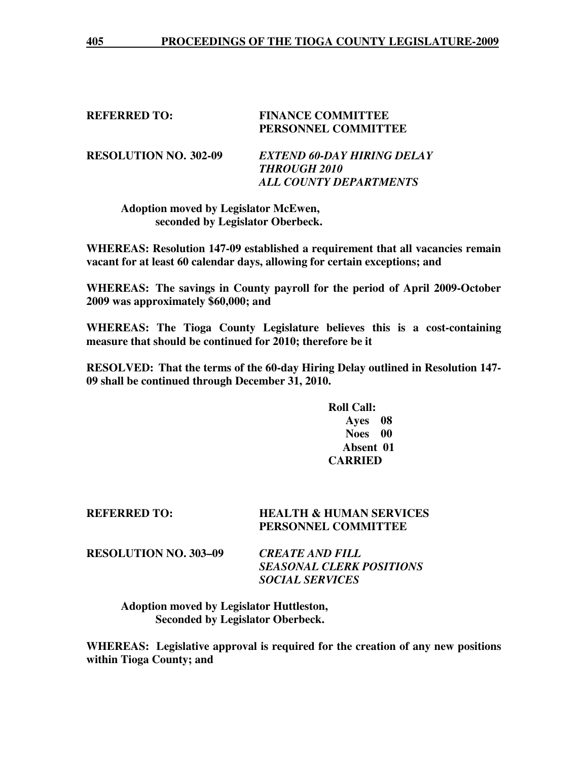**REFERRED TO:** **FINANCE COMMITTEE**
**PERSONNEL COMMITTEE**

**RESOLUTION NO. 302-09** ***EXTEND 60-DAY HIRING DELAY THROUGH 2010 ALL COUNTY DEPARTMENTS***

**Adoption moved by Legislator McEwen, seconded by Legislator Oberbeck.**

**WHEREAS: Resolution 147-09 established a requirement that all vacancies remain vacant for at least 60 calendar days, allowing for certain exceptions; and**

**WHEREAS: The savings in County payroll for the period of April 2009-October 2009 was approximately $60,000; and**

**WHEREAS: The Tioga County Legislature believes this is a cost-containing measure that should be continued for 2010; therefore be it**

**RESOLVED: That the terms of the 60-day Hiring Delay outlined in Resolution 147-09 shall be continued through December 31, 2010.**

**Roll Call:**
**Ayes 08**
**Noes 00**
**Absent 01**
**CARRIED**

**REFERRED TO:** **HEALTH & HUMAN SERVICES**
**PERSONNEL COMMITTEE**

**RESOLUTION NO. 303–09** ***CREATE AND FILL SEASONAL CLERK POSITIONS SOCIAL SERVICES***

**Adoption moved by Legislator Huttleston, Seconded by Legislator Oberbeck.**

**WHEREAS: Legislative approval is required for the creation of any new positions within Tioga County; and**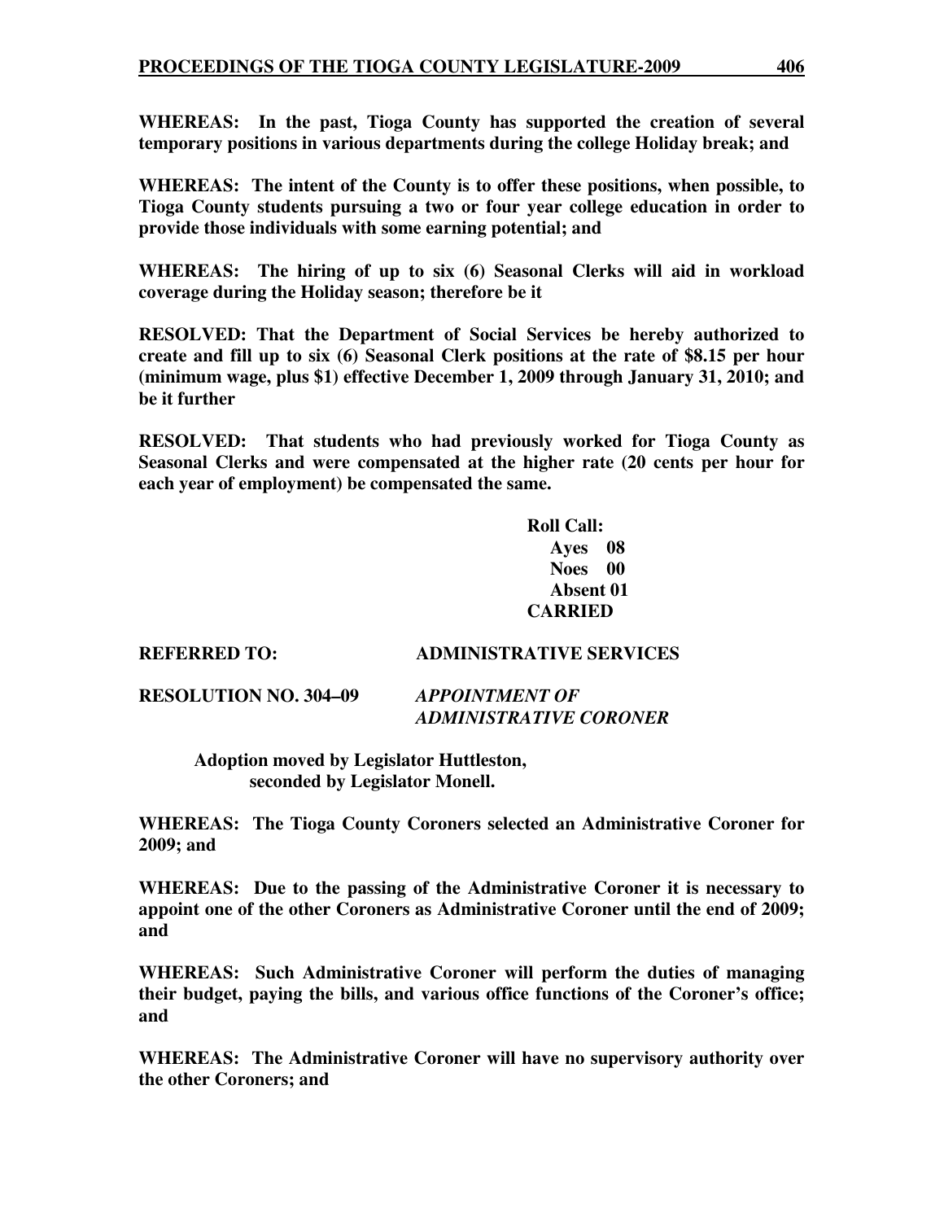**WHEREAS: In the past, Tioga County has supported the creation of several temporary positions in various departments during the college Holiday break; and**

**WHEREAS: The intent of the County is to offer these positions, when possible, to Tioga County students pursuing a two or four year college education in order to provide those individuals with some earning potential; and**

**WHEREAS: The hiring of up to six (6) Seasonal Clerks will aid in workload coverage during the Holiday season; therefore be it**

**RESOLVED: That the Department of Social Services be hereby authorized to create and fill up to six (6) Seasonal Clerk positions at the rate of $8.15 per hour (minimum wage, plus $1) effective December 1, 2009 through January 31, 2010; and be it further**

**RESOLVED: That students who had previously worked for Tioga County as Seasonal Clerks and were compensated at the higher rate (20 cents per hour for each year of employment) be compensated the same.**

**Roll Call:**
**Ayes 08**
**Noes 00**
**Absent 01**
**CARRIED**

**REFERRED TO: ADMINISTRATIVE SERVICES**

**RESOLUTION NO. 304–09** ***APPOINTMENT OF ADMINISTRATIVE CORONER***

**Adoption moved by Legislator Huttleston, seconded by Legislator Monell.**

**WHEREAS: The Tioga County Coroners selected an Administrative Coroner for 2009; and**

**WHEREAS: Due to the passing of the Administrative Coroner it is necessary to appoint one of the other Coroners as Administrative Coroner until the end of 2009; and**

**WHEREAS: Such Administrative Coroner will perform the duties of managing their budget, paying the bills, and various office functions of the Coroner's office; and**

**WHEREAS: The Administrative Coroner will have no supervisory authority over the other Coroners; and**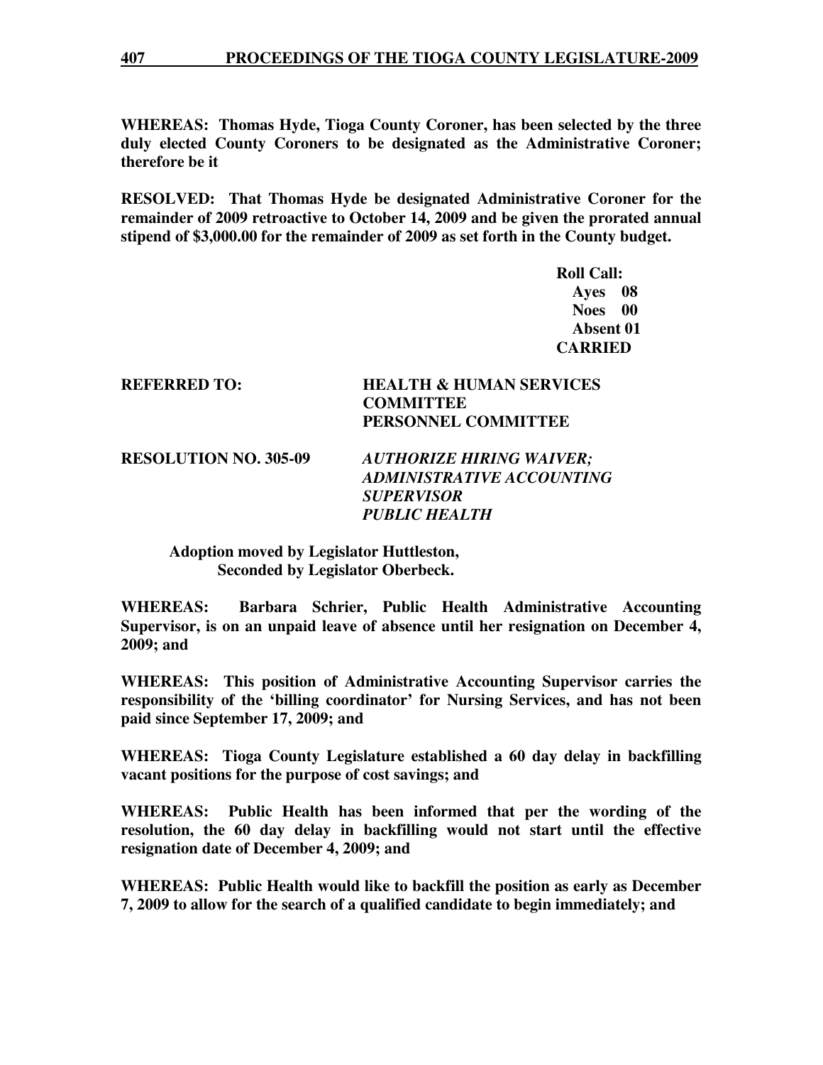**WHEREAS: Thomas Hyde, Tioga County Coroner, has been selected by the three duly elected County Coroners to be designated as the Administrative Coroner; therefore be it**

**RESOLVED: That Thomas Hyde be designated Administrative Coroner for the remainder of 2009 retroactive to October 14, 2009 and be given the prorated annual stipend of $3,000.00 for the remainder of 2009 as set forth in the County budget.**

**Roll Call:**
**Ayes 08**
**Noes 00**
**Absent 01**
**CARRIED**

**REFERRED TO: HEALTH & HUMAN SERVICES COMMITTEE**
**PERSONNEL COMMITTEE**

**RESOLUTION NO. 305-09** ***AUTHORIZE HIRING WAIVER; ADMINISTRATIVE ACCOUNTING SUPERVISOR PUBLIC HEALTH***

**Adoption moved by Legislator Huttleston,**
**Seconded by Legislator Oberbeck.**

**WHEREAS: Barbara Schrier, Public Health Administrative Accounting Supervisor, is on an unpaid leave of absence until her resignation on December 4, 2009; and**

**WHEREAS: This position of Administrative Accounting Supervisor carries the responsibility of the 'billing coordinator' for Nursing Services, and has not been paid since September 17, 2009; and**

**WHEREAS: Tioga County Legislature established a 60 day delay in backfilling vacant positions for the purpose of cost savings; and**

**WHEREAS: Public Health has been informed that per the wording of the resolution, the 60 day delay in backfilling would not start until the effective resignation date of December 4, 2009; and**

**WHEREAS: Public Health would like to backfill the position as early as December 7, 2009 to allow for the search of a qualified candidate to begin immediately; and**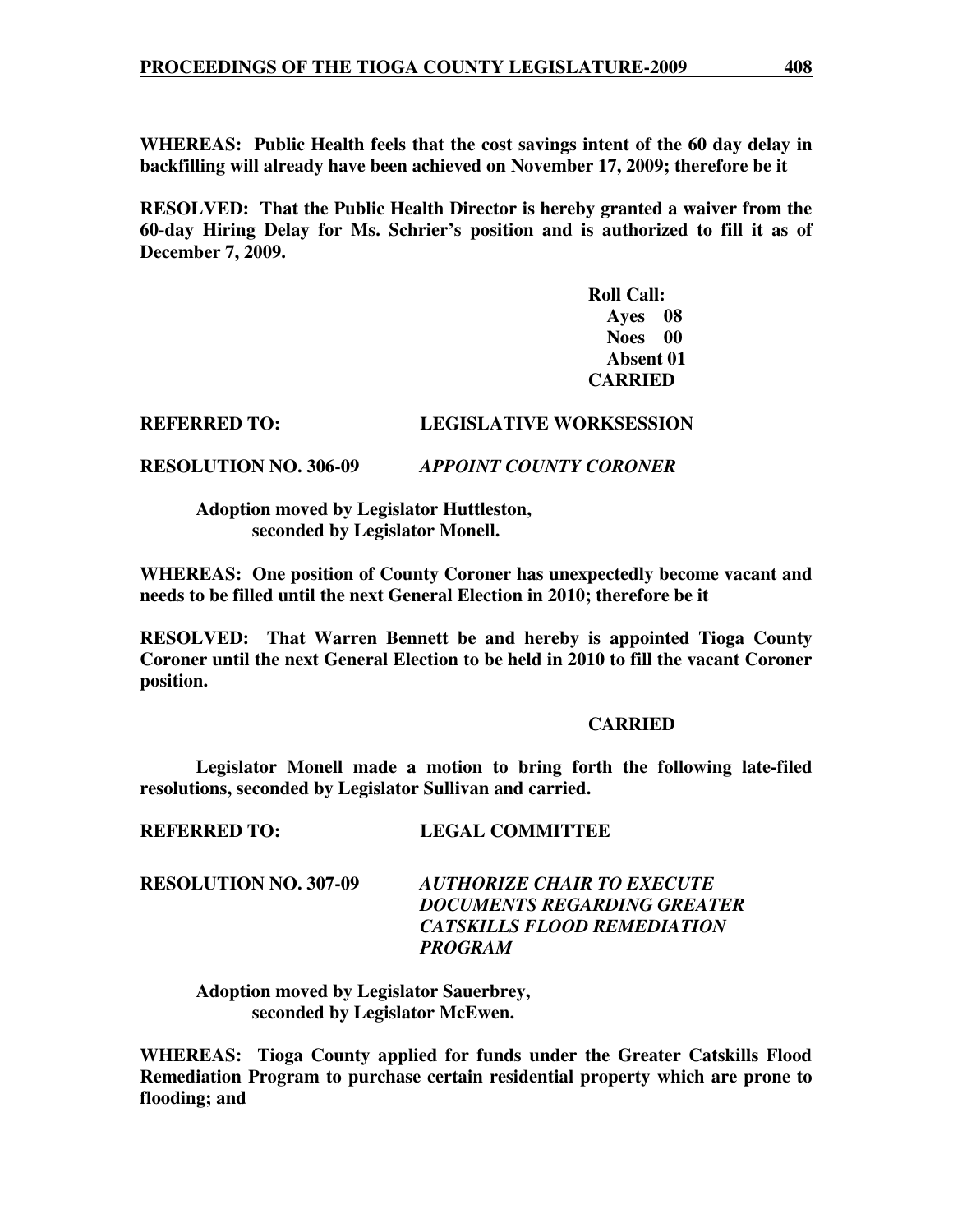**WHEREAS: Public Health feels that the cost savings intent of the 60 day delay in backfilling will already have been achieved on November 17, 2009; therefore be it**

**RESOLVED: That the Public Health Director is hereby granted a waiver from the 60-day Hiring Delay for Ms. Schrier's position and is authorized to fill it as of December 7, 2009.**

**Roll Call:**
**Ayes 08**
**Noes 00**
**Absent 01**
**CARRIED**

**REFERRED TO: LEGISLATIVE WORKSESSION**

**RESOLUTION NO. 306-09** ***APPOINT COUNTY CORONER***

**Adoption moved by Legislator Huttleston, seconded by Legislator Monell.**

**WHEREAS: One position of County Coroner has unexpectedly become vacant and needs to be filled until the next General Election in 2010; therefore be it**

**RESOLVED: That Warren Bennett be and hereby is appointed Tioga County Coroner until the next General Election to be held in 2010 to fill the vacant Coroner position.**

**CARRIED**

**Legislator Monell made a motion to bring forth the following late-filed resolutions, seconded by Legislator Sullivan and carried.**

**REFERRED TO: LEGAL COMMITTEE**

**RESOLUTION NO. 307-09** ***AUTHORIZE CHAIR TO EXECUTE DOCUMENTS REGARDING GREATER CATSKILLS FLOOD REMEDIATION PROGRAM***

**Adoption moved by Legislator Sauerbrey, seconded by Legislator McEwen.**

**WHEREAS: Tioga County applied for funds under the Greater Catskills Flood Remediation Program to purchase certain residential property which are prone to flooding; and**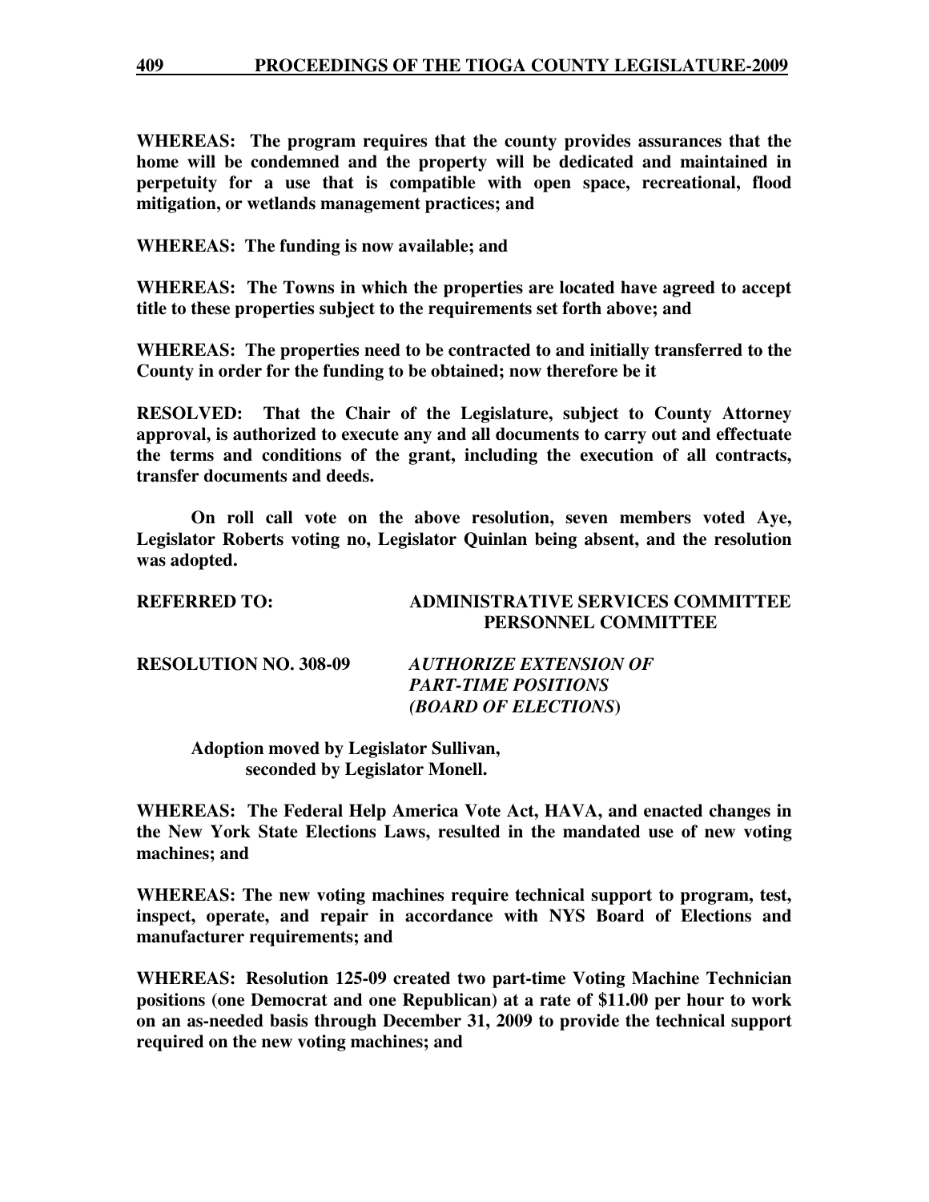**WHEREAS: The program requires that the county provides assurances that the home will be condemned and the property will be dedicated and maintained in perpetuity for a use that is compatible with open space, recreational, flood mitigation, or wetlands management practices; and**

**WHEREAS: The funding is now available; and**

**WHEREAS: The Towns in which the properties are located have agreed to accept title to these properties subject to the requirements set forth above; and**

**WHEREAS: The properties need to be contracted to and initially transferred to the County in order for the funding to be obtained; now therefore be it**

**RESOLVED: That the Chair of the Legislature, subject to County Attorney approval, is authorized to execute any and all documents to carry out and effectuate the terms and conditions of the grant, including the execution of all contracts, transfer documents and deeds.**

**On roll call vote on the above resolution, seven members voted Aye, Legislator Roberts voting no, Legislator Quinlan being absent, and the resolution was adopted.**

**REFERRED TO: ADMINISTRATIVE SERVICES COMMITTEE**
**PERSONNEL COMMITTEE**

**RESOLUTION NO. 308-09** ***AUTHORIZE EXTENSION OF PART-TIME POSITIONS (BOARD OF ELECTIONS)***

**Adoption moved by Legislator Sullivan,**
**seconded by Legislator Monell.**

**WHEREAS: The Federal Help America Vote Act, HAVA, and enacted changes in the New York State Elections Laws, resulted in the mandated use of new voting machines; and**

**WHEREAS: The new voting machines require technical support to program, test, inspect, operate, and repair in accordance with NYS Board of Elections and manufacturer requirements; and**

**WHEREAS: Resolution 125-09 created two part-time Voting Machine Technician positions (one Democrat and one Republican) at a rate of $11.00 per hour to work on an as-needed basis through December 31, 2009 to provide the technical support required on the new voting machines; and**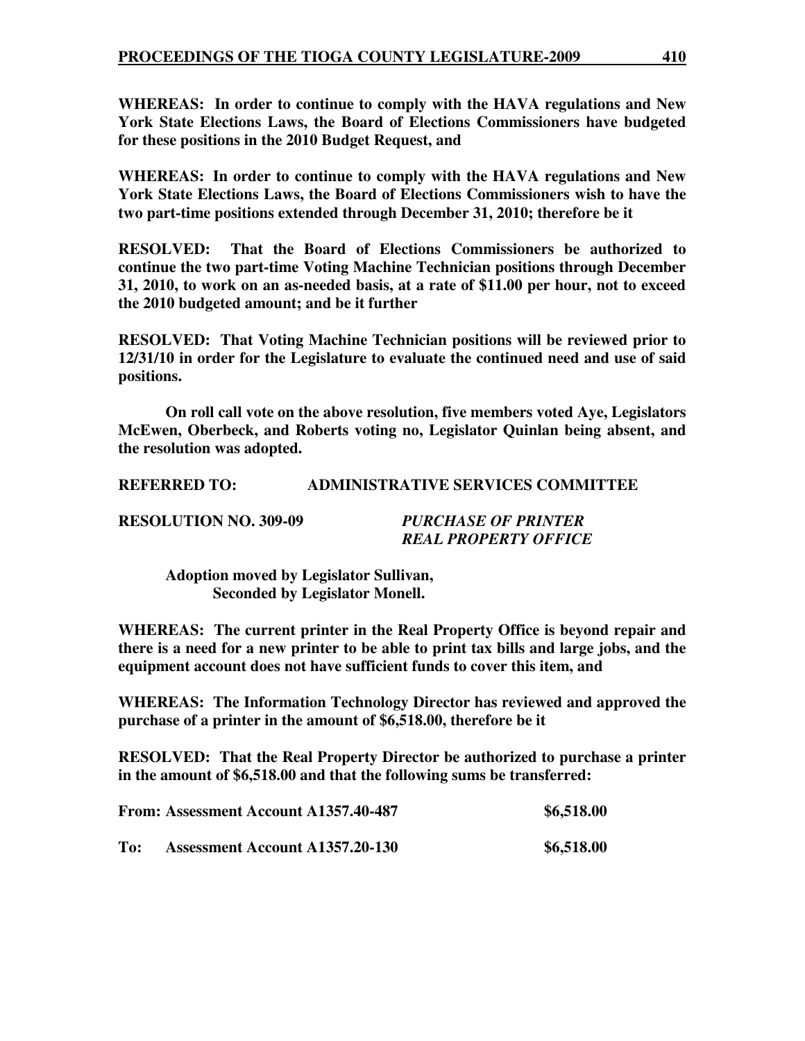**WHEREAS: In order to continue to comply with the HAVA regulations and New York State Elections Laws, the Board of Elections Commissioners have budgeted for these positions in the 2010 Budget Request, and**

**WHEREAS: In order to continue to comply with the HAVA regulations and New York State Elections Laws, the Board of Elections Commissioners wish to have the two part-time positions extended through December 31, 2010; therefore be it**

**RESOLVED: That the Board of Elections Commissioners be authorized to continue the two part-time Voting Machine Technician positions through December 31, 2010, to work on an as-needed basis, at a rate of $11.00 per hour, not to exceed the 2010 budgeted amount; and be it further**

**RESOLVED: That Voting Machine Technician positions will be reviewed prior to 12/31/10 in order for the Legislature to evaluate the continued need and use of said positions.**

**On roll call vote on the above resolution, five members voted Aye, Legislators McEwen, Oberbeck, and Roberts voting no, Legislator Quinlan being absent, and the resolution was adopted.**

**REFERRED TO: ADMINISTRATIVE SERVICES COMMITTEE**

**RESOLUTION NO. 309-09** ***PURCHASE OF PRINTER REAL PROPERTY OFFICE***

**Adoption moved by Legislator Sullivan,**
**Seconded by Legislator Monell.**

**WHEREAS: The current printer in the Real Property Office is beyond repair and there is a need for a new printer to be able to print tax bills and large jobs, and the equipment account does not have sufficient funds to cover this item, and**

**WHEREAS: The Information Technology Director has reviewed and approved the purchase of a printer in the amount of $6,518.00, therefore be it**

**RESOLVED: That the Real Property Director be authorized to purchase a printer in the amount of $6,518.00 and that the following sums be transferred:**

**From: Assessment Account A1357.40-487 $6,518.00**

**To: Assessment Account A1357.20-130 $6,518.00**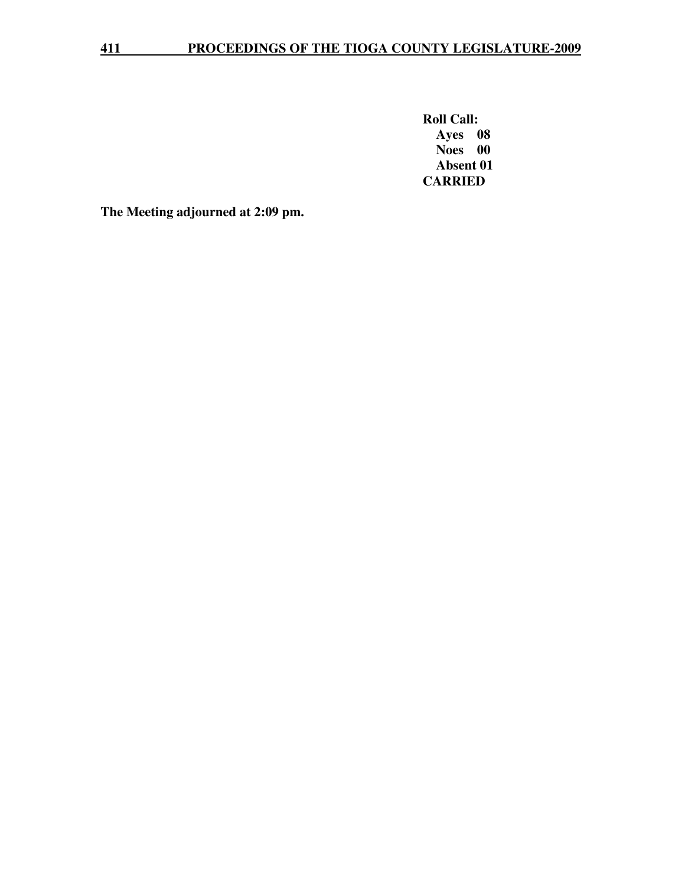**Roll Call:**
**Ayes 08**
**Noes 00**
**Absent 01**
**CARRIED**

**The Meeting adjourned at 2:09 pm.**